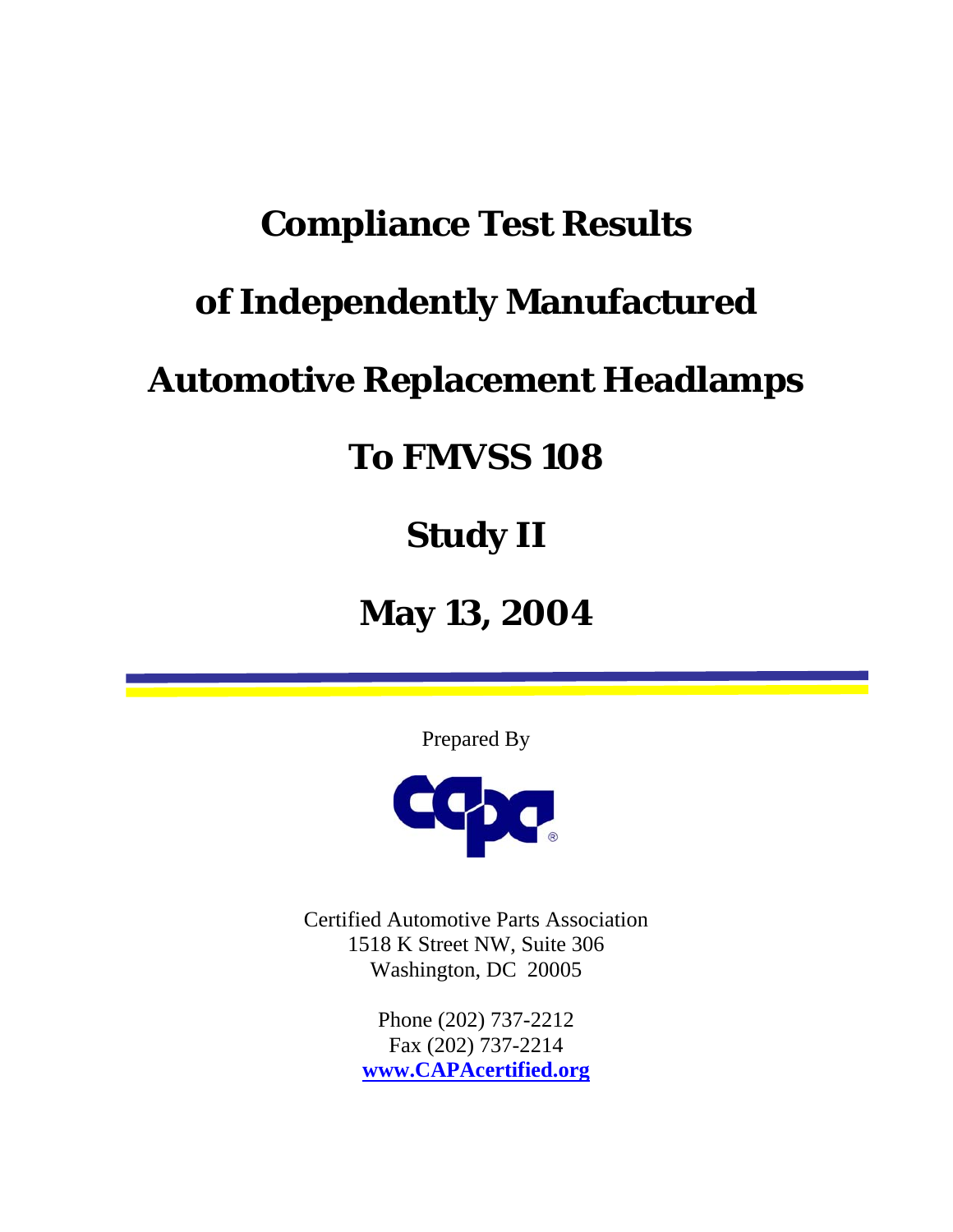# Compliance Test Results

# of Independently Manufactured

# Automotive Replacement Headlamps

# To FMVSS 108

# Study II

# May 13, 2004

Prepared By

Certified Automotive Parts Association
1518 K Street NW, Suite 306
Washington, DC 20005

Phone (202) 737-2212
Fax (202) 737-2214
**www.CAPAcertified.org**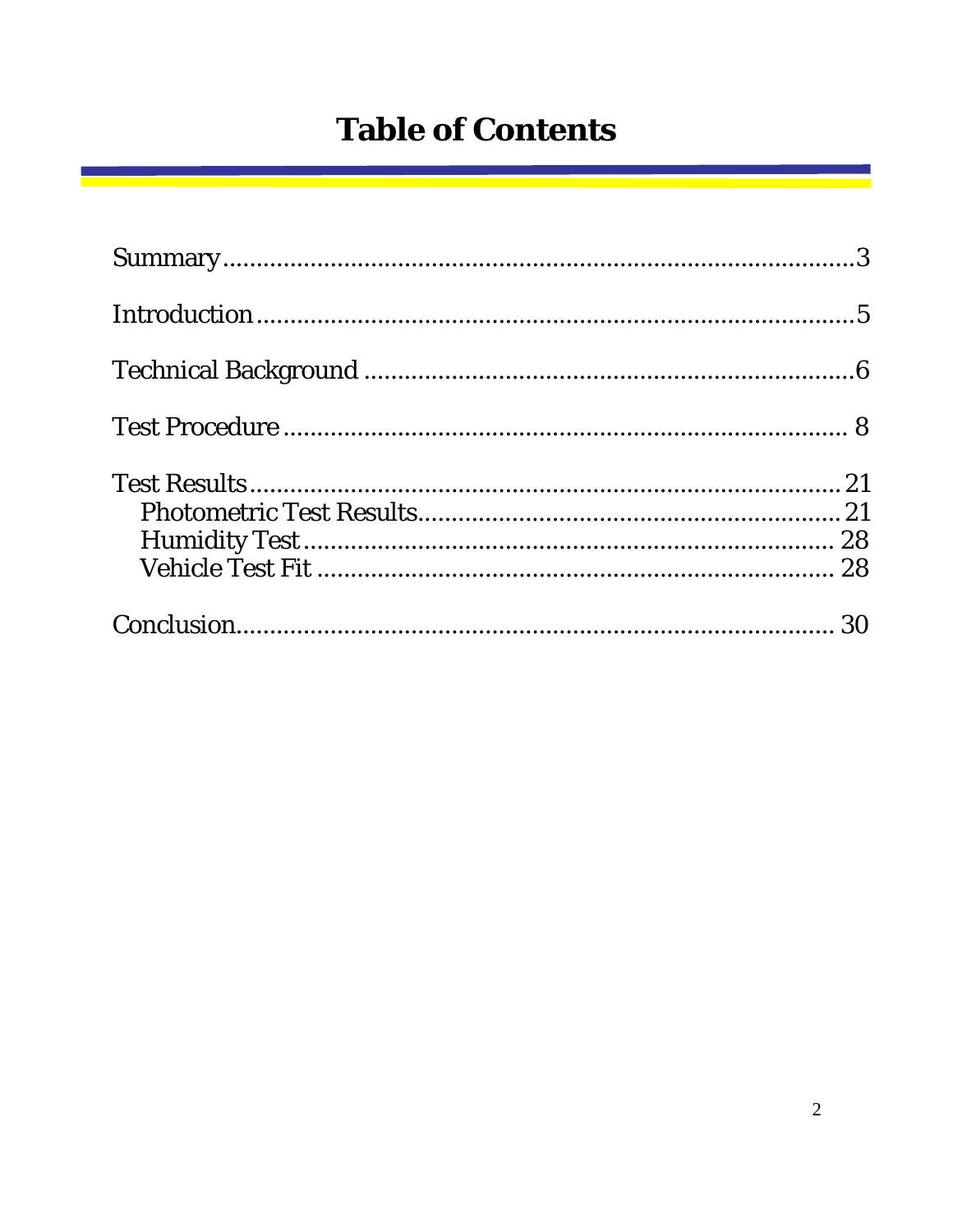# Table of Contents

Summary....................................................................................3

Introduction...............................................................................5

Technical Background ...............................................................6

Test Procedure ......................................................................... 8

Test Results............................................................................. 21
- Photometric Test Results..................................................... 21
- Humidity Test....................................................................... 28
- Vehicle Test Fit .................................................................... 28

Conclusion............................................................................... 30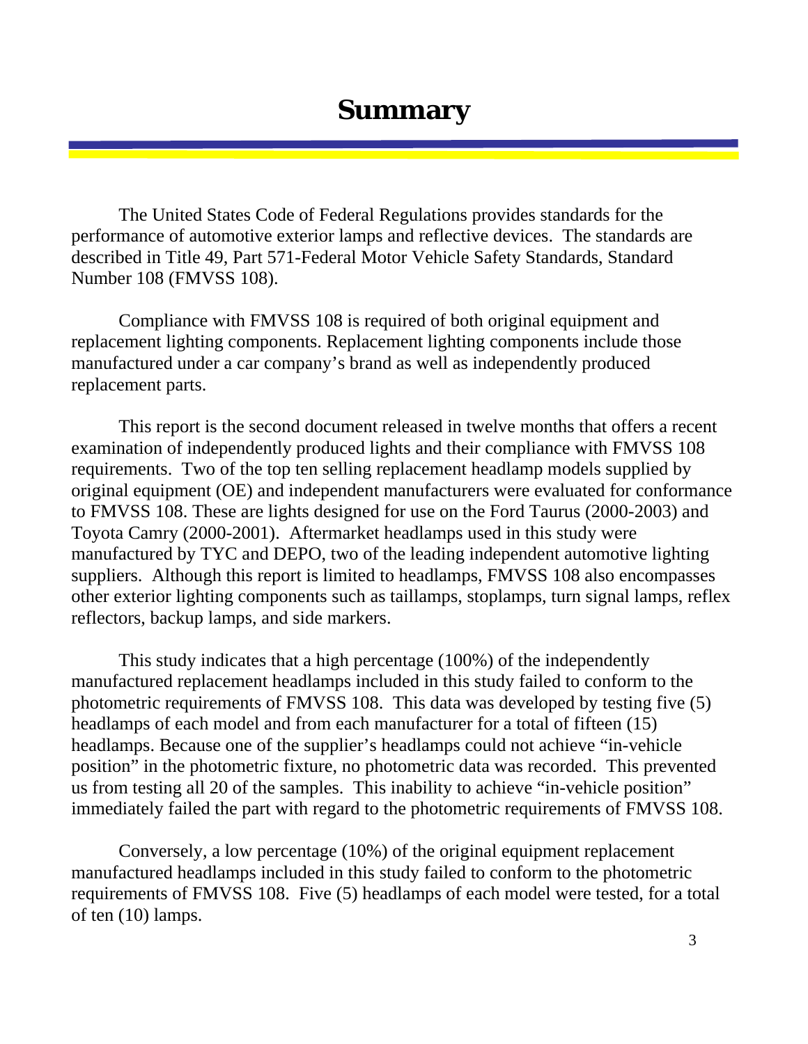# Summary

The United States Code of Federal Regulations provides standards for the performance of automotive exterior lamps and reflective devices. The standards are described in Title 49, Part 571-Federal Motor Vehicle Safety Standards, Standard Number 108 (FMVSS 108).

Compliance with FMVSS 108 is required of both original equipment and replacement lighting components. Replacement lighting components include those manufactured under a car company's brand as well as independently produced replacement parts.

This report is the second document released in twelve months that offers a recent examination of independently produced lights and their compliance with FMVSS 108 requirements. Two of the top ten selling replacement headlamp models supplied by original equipment (OE) and independent manufacturers were evaluated for conformance to FMVSS 108. These are lights designed for use on the Ford Taurus (2000-2003) and Toyota Camry (2000-2001). Aftermarket headlamps used in this study were manufactured by TYC and DEPO, two of the leading independent automotive lighting suppliers. Although this report is limited to headlamps, FMVSS 108 also encompasses other exterior lighting components such as taillamps, stoplamps, turn signal lamps, reflex reflectors, backup lamps, and side markers.

This study indicates that a high percentage (100%) of the independently manufactured replacement headlamps included in this study failed to conform to the photometric requirements of FMVSS 108. This data was developed by testing five (5) headlamps of each model and from each manufacturer for a total of fifteen (15) headlamps. Because one of the supplier's headlamps could not achieve "in-vehicle position" in the photometric fixture, no photometric data was recorded. This prevented us from testing all 20 of the samples. This inability to achieve "in-vehicle position" immediately failed the part with regard to the photometric requirements of FMVSS 108.

Conversely, a low percentage (10%) of the original equipment replacement manufactured headlamps included in this study failed to conform to the photometric requirements of FMVSS 108. Five (5) headlamps of each model were tested, for a total of ten (10) lamps.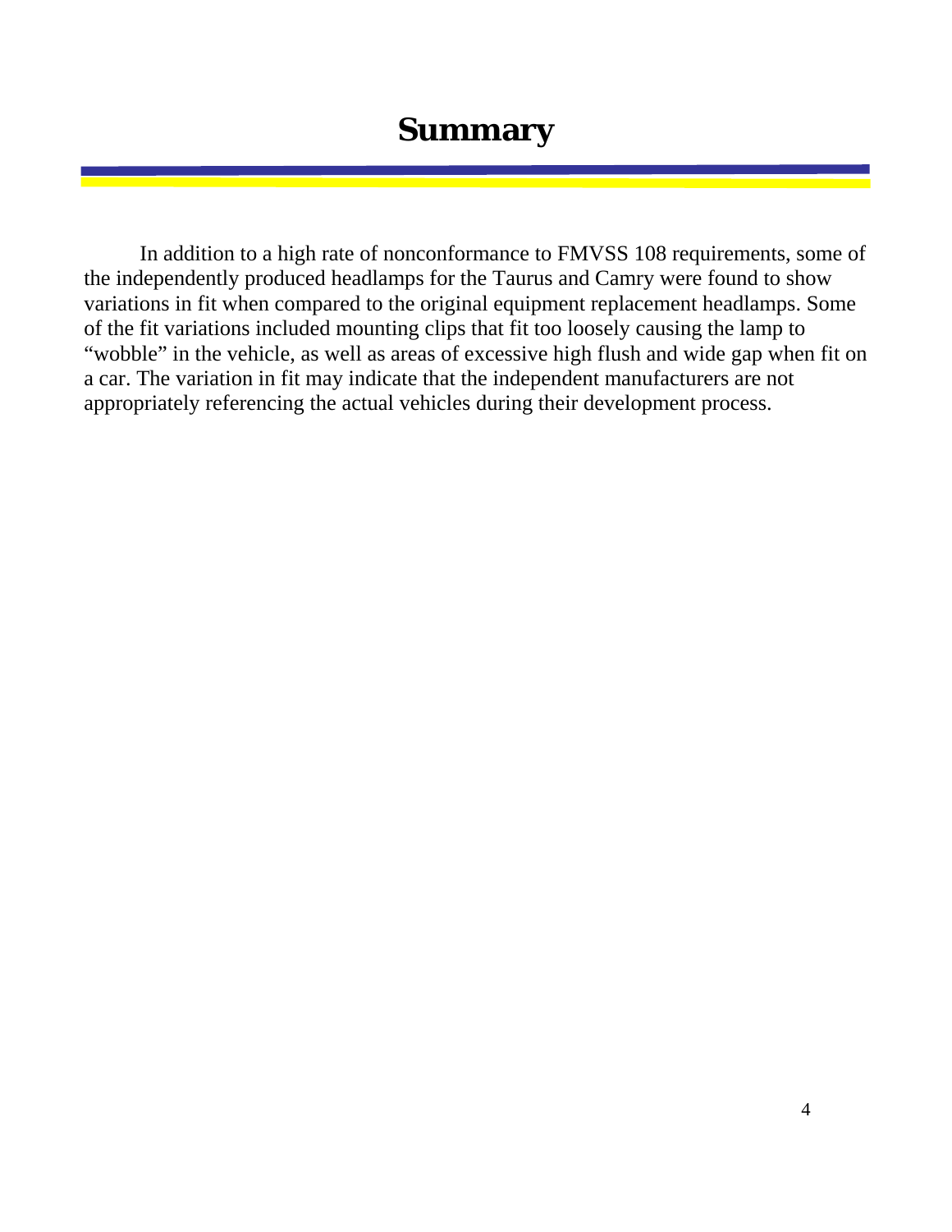# Summary

In addition to a high rate of nonconformance to FMVSS 108 requirements, some of the independently produced headlamps for the Taurus and Camry were found to show variations in fit when compared to the original equipment replacement headlamps. Some of the fit variations included mounting clips that fit too loosely causing the lamp to "wobble" in the vehicle, as well as areas of excessive high flush and wide gap when fit on a car. The variation in fit may indicate that the independent manufacturers are not appropriately referencing the actual vehicles during their development process.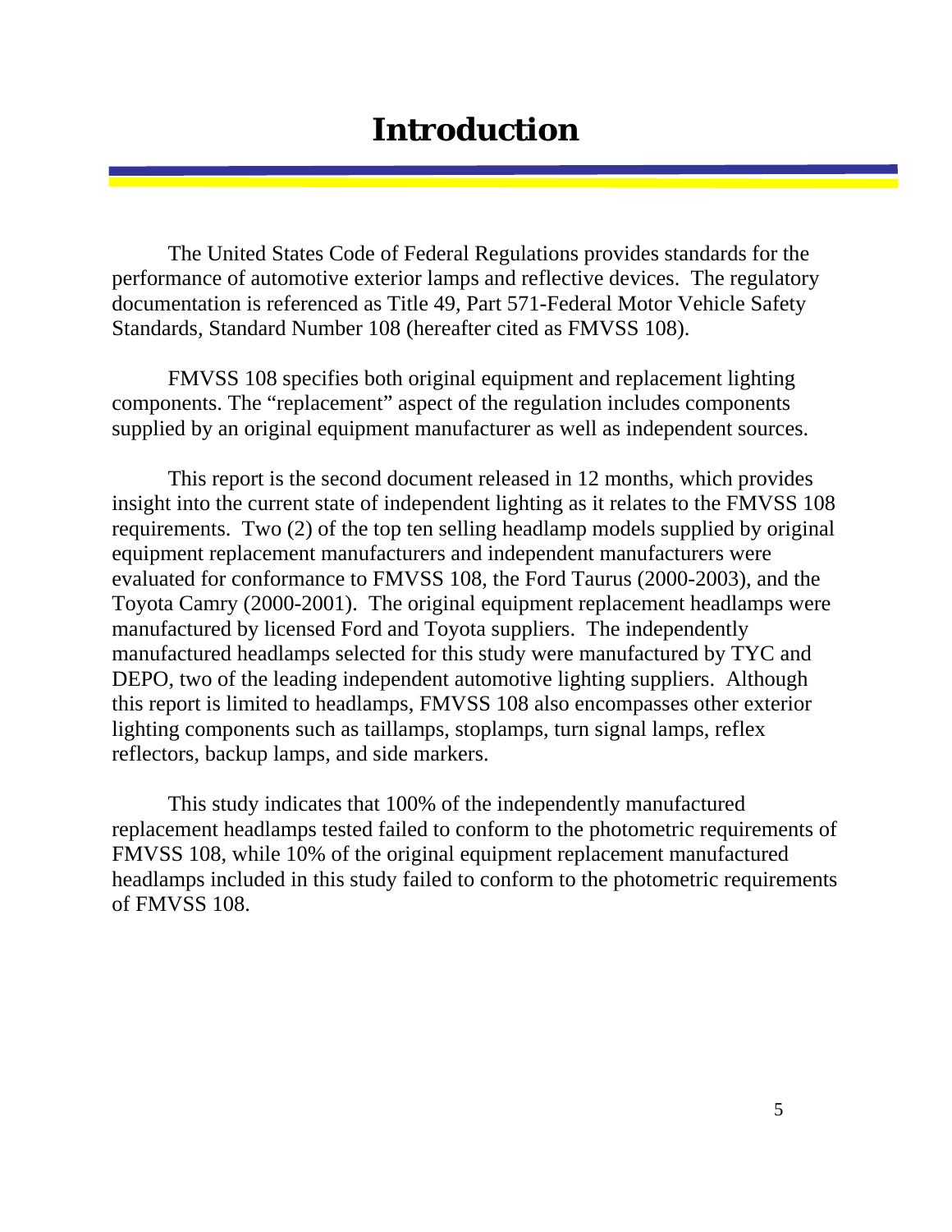# Introduction

The United States Code of Federal Regulations provides standards for the performance of automotive exterior lamps and reflective devices. The regulatory documentation is referenced as Title 49, Part 571-Federal Motor Vehicle Safety Standards, Standard Number 108 (hereafter cited as FMVSS 108).

FMVSS 108 specifies both original equipment and replacement lighting components. The "replacement" aspect of the regulation includes components supplied by an original equipment manufacturer as well as independent sources.

This report is the second document released in 12 months, which provides insight into the current state of independent lighting as it relates to the FMVSS 108 requirements. Two (2) of the top ten selling headlamp models supplied by original equipment replacement manufacturers and independent manufacturers were evaluated for conformance to FMVSS 108, the Ford Taurus (2000-2003), and the Toyota Camry (2000-2001). The original equipment replacement headlamps were manufactured by licensed Ford and Toyota suppliers. The independently manufactured headlamps selected for this study were manufactured by TYC and DEPO, two of the leading independent automotive lighting suppliers. Although this report is limited to headlamps, FMVSS 108 also encompasses other exterior lighting components such as taillamps, stoplamps, turn signal lamps, reflex reflectors, backup lamps, and side markers.

This study indicates that 100% of the independently manufactured replacement headlamps tested failed to conform to the photometric requirements of FMVSS 108, while 10% of the original equipment replacement manufactured headlamps included in this study failed to conform to the photometric requirements of FMVSS 108.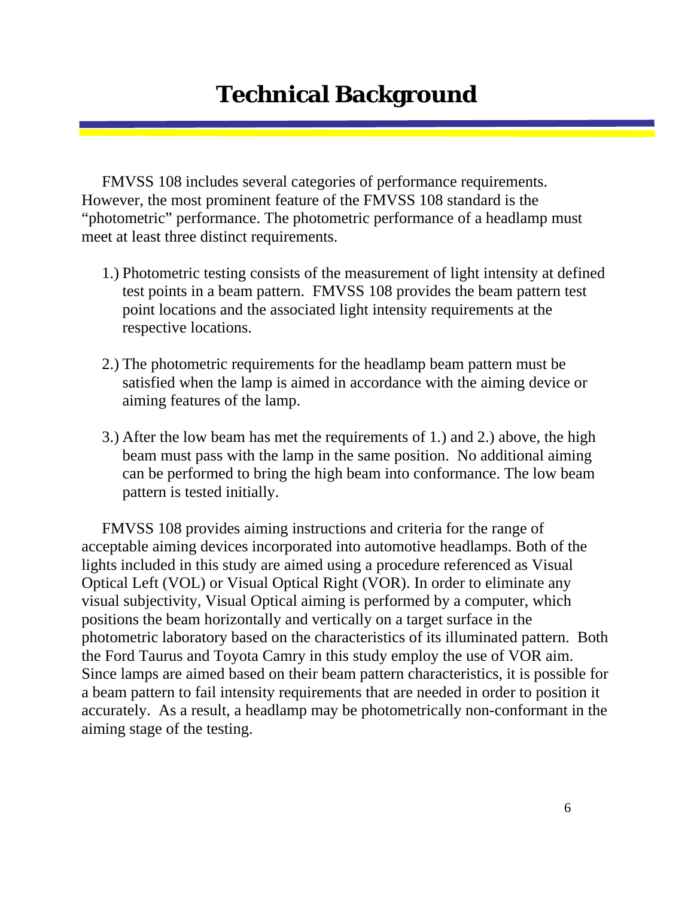# Technical Background

FMVSS 108 includes several categories of performance requirements. However, the most prominent feature of the FMVSS 108 standard is the "photometric" performance. The photometric performance of a headlamp must meet at least three distinct requirements.

1.) Photometric testing consists of the measurement of light intensity at defined test points in a beam pattern. FMVSS 108 provides the beam pattern test point locations and the associated light intensity requirements at the respective locations.

2.) The photometric requirements for the headlamp beam pattern must be satisfied when the lamp is aimed in accordance with the aiming device or aiming features of the lamp.

3.) After the low beam has met the requirements of 1.) and 2.) above, the high beam must pass with the lamp in the same position. No additional aiming can be performed to bring the high beam into conformance. The low beam pattern is tested initially.

FMVSS 108 provides aiming instructions and criteria for the range of acceptable aiming devices incorporated into automotive headlamps. Both of the lights included in this study are aimed using a procedure referenced as Visual Optical Left (VOL) or Visual Optical Right (VOR). In order to eliminate any visual subjectivity, Visual Optical aiming is performed by a computer, which positions the beam horizontally and vertically on a target surface in the photometric laboratory based on the characteristics of its illuminated pattern. Both the Ford Taurus and Toyota Camry in this study employ the use of VOR aim. Since lamps are aimed based on their beam pattern characteristics, it is possible for a beam pattern to fail intensity requirements that are needed in order to position it accurately. As a result, a headlamp may be photometrically non-conformant in the aiming stage of the testing.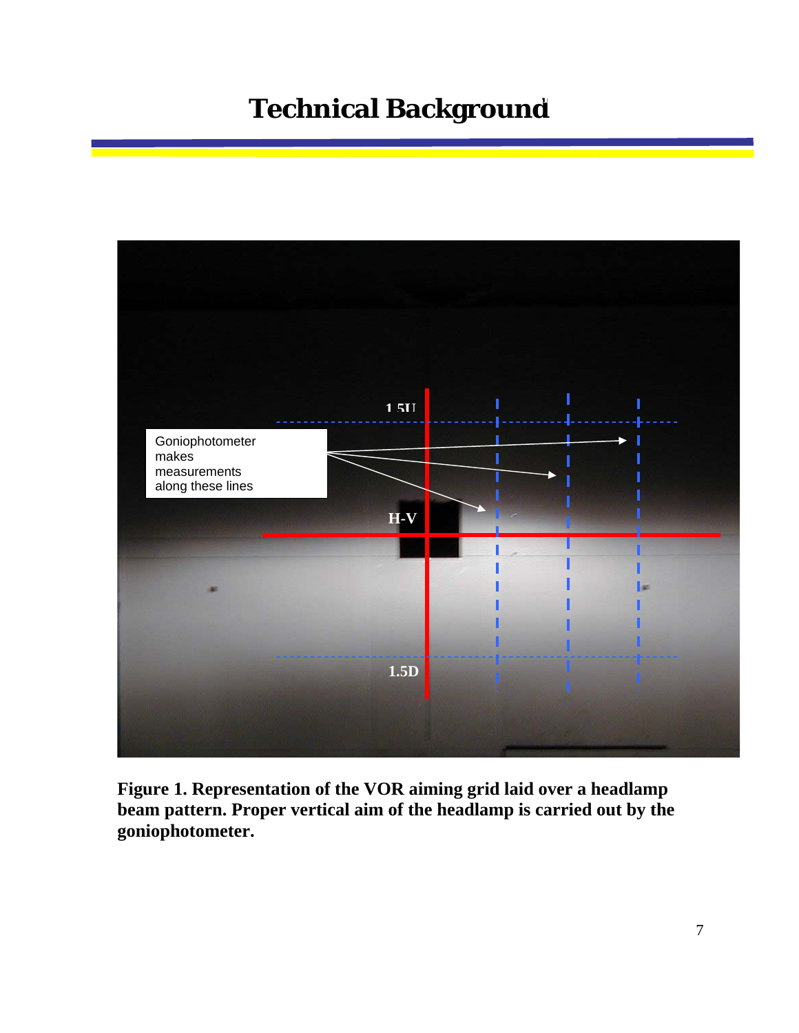# Technical Background

Figure 1. Representation of the VOR aiming grid laid over a headlamp beam pattern. Proper vertical aim of the headlamp is carried out by the goniophotometer.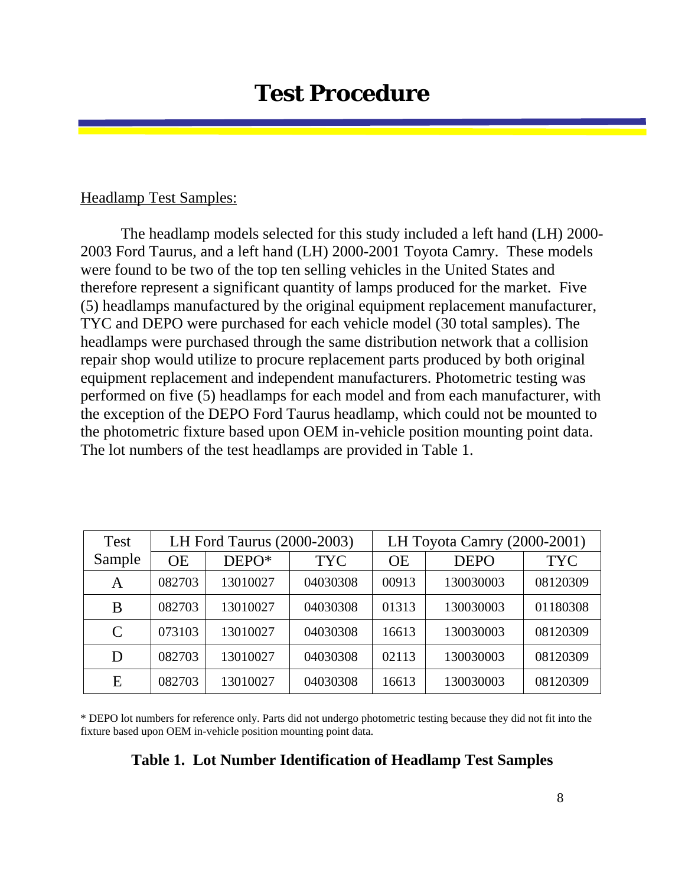# Test Procedure

Headlamp Test Samples:

The headlamp models selected for this study included a left hand (LH) 2000-2003 Ford Taurus, and a left hand (LH) 2000-2001 Toyota Camry. These models were found to be two of the top ten selling vehicles in the United States and therefore represent a significant quantity of lamps produced for the market. Five (5) headlamps manufactured by the original equipment replacement manufacturer, TYC and DEPO were purchased for each vehicle model (30 total samples). The headlamps were purchased through the same distribution network that a collision repair shop would utilize to procure replacement parts produced by both original equipment replacement and independent manufacturers. Photometric testing was performed on five (5) headlamps for each model and from each manufacturer, with the exception of the DEPO Ford Taurus headlamp, which could not be mounted to the photometric fixture based upon OEM in-vehicle position mounting point data. The lot numbers of the test headlamps are provided in Table 1.

| Test Sample | LH Ford Taurus (2000-2003) | | | LH Toyota Camry (2000-2001) | | |
|---|---|---|---|---|---|---|
| | OE | DEPO* | TYC | OE | DEPO | TYC |
| A | 082703 | 13010027 | 04030308 | 00913 | 130030003 | 08120309 |
| B | 082703 | 13010027 | 04030308 | 01313 | 130030003 | 01180308 |
| C | 073103 | 13010027 | 04030308 | 16613 | 130030003 | 08120309 |
| D | 082703 | 13010027 | 04030308 | 02113 | 130030003 | 08120309 |
| E | 082703 | 13010027 | 04030308 | 16613 | 130030003 | 08120309 |

\* DEPO lot numbers for reference only. Parts did not undergo photometric testing because they did not fit into the fixture based upon OEM in-vehicle position mounting point data.

**Table 1. Lot Number Identification of Headlamp Test Samples**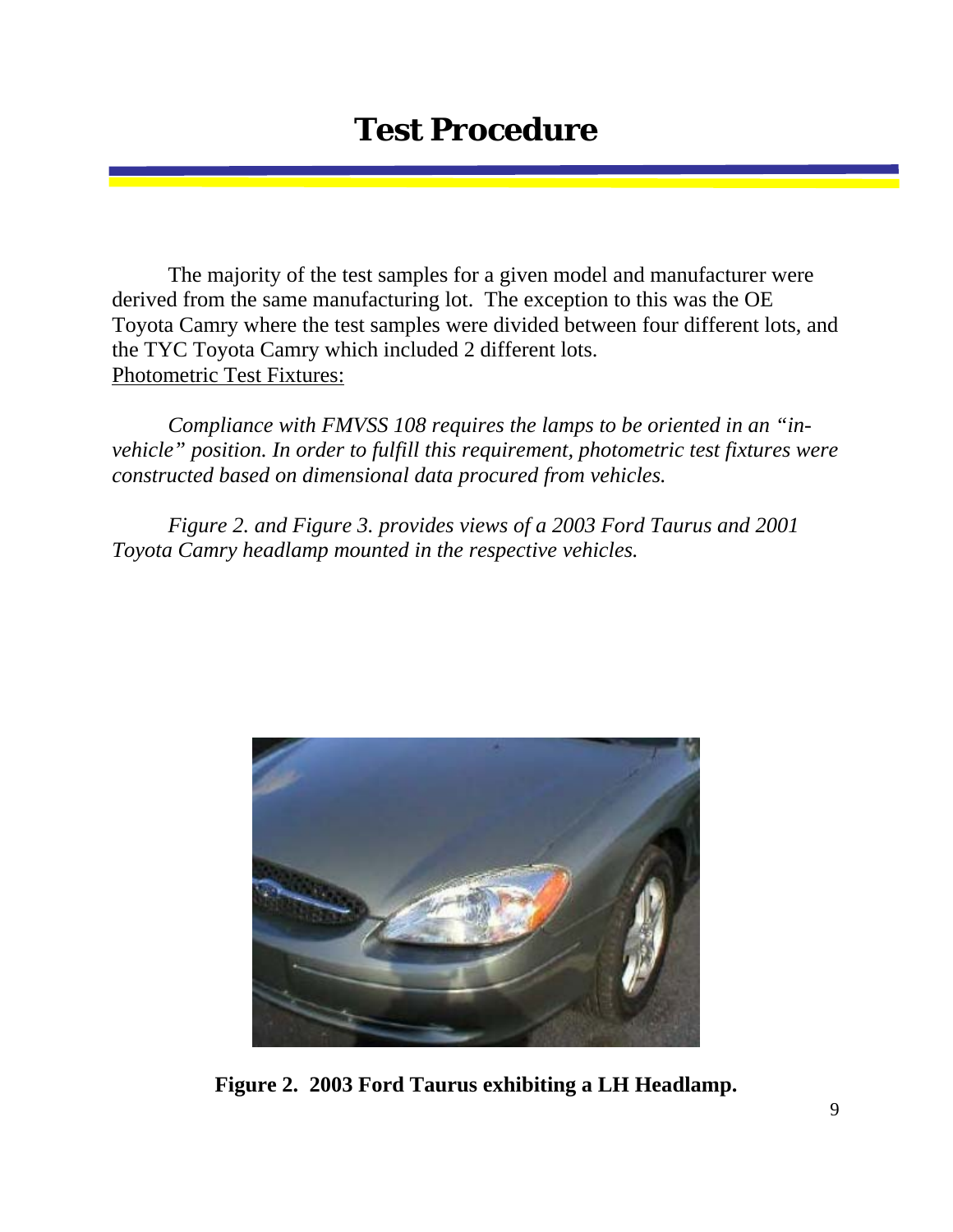# Test Procedure

The majority of the test samples for a given model and manufacturer were derived from the same manufacturing lot. The exception to this was the OE Toyota Camry where the test samples were divided between four different lots, and the TYC Toyota Camry which included 2 different lots.

Photometric Test Fixtures:

*Compliance with FMVSS 108 requires the lamps to be oriented in an "in-vehicle" position. In order to fulfill this requirement, photometric test fixtures were constructed based on dimensional data procured from vehicles.*

*Figure 2. and Figure 3. provides views of a 2003 Ford Taurus and 2001 Toyota Camry headlamp mounted in the respective vehicles.*

**Figure 2. 2003 Ford Taurus exhibiting a LH Headlamp.**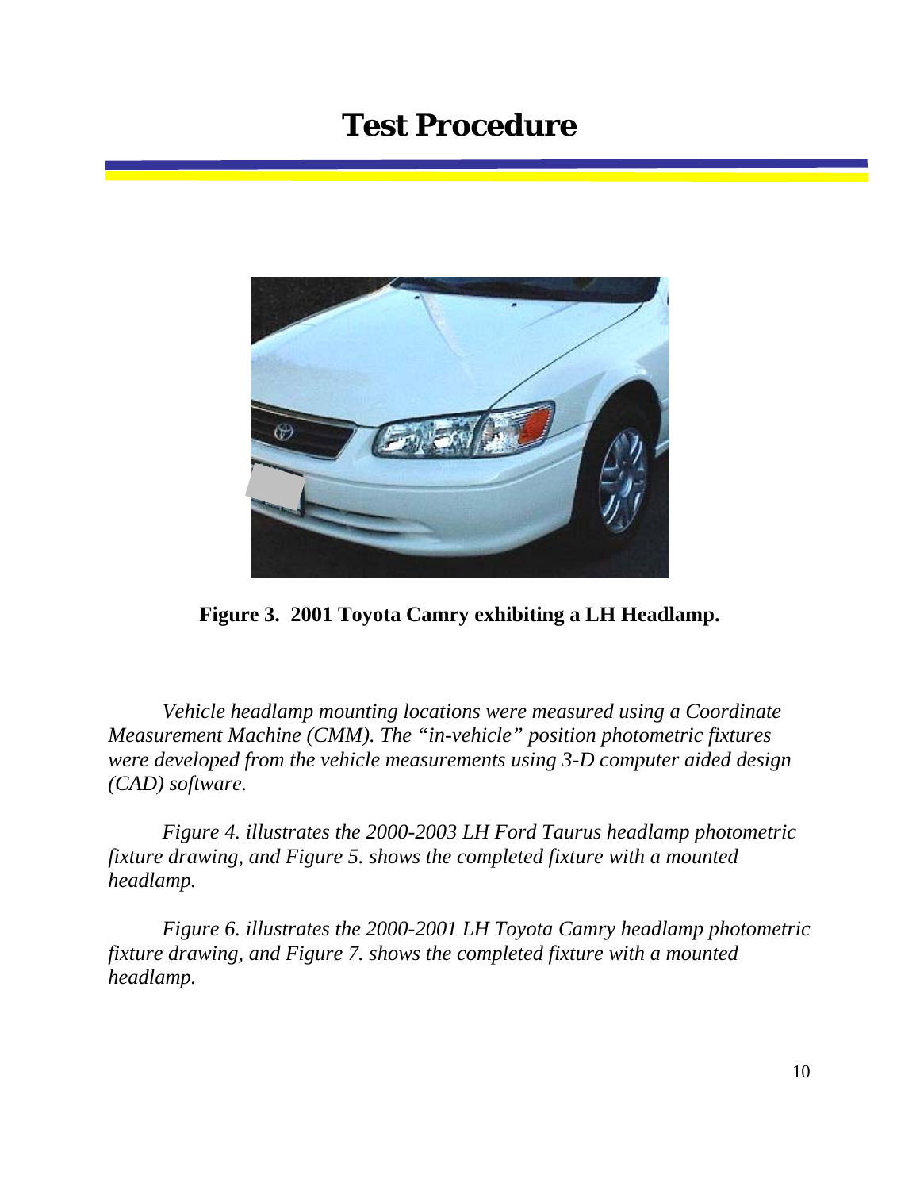# Test Procedure

**Figure 3. 2001 Toyota Camry exhibiting a LH Headlamp.**

*Vehicle headlamp mounting locations were measured using a Coordinate Measurement Machine (CMM). The "in-vehicle" position photometric fixtures were developed from the vehicle measurements using 3-D computer aided design (CAD) software.*

*Figure 4. illustrates the 2000-2003 LH Ford Taurus headlamp photometric fixture drawing, and Figure 5. shows the completed fixture with a mounted headlamp.*

*Figure 6. illustrates the 2000-2001 LH Toyota Camry headlamp photometric fixture drawing, and Figure 7. shows the completed fixture with a mounted headlamp.*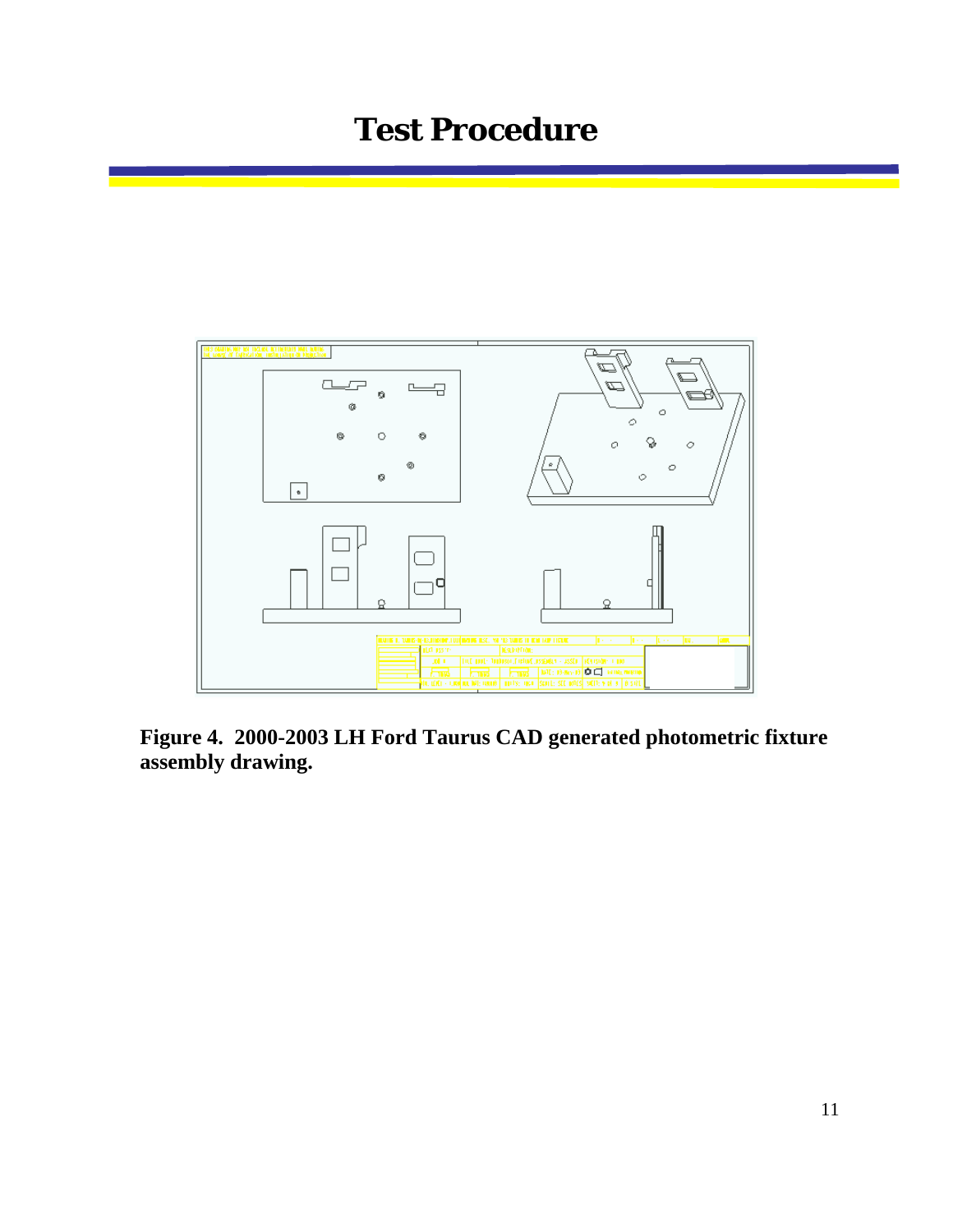# Test Procedure

**Figure 4. 2000-2003 LH Ford Taurus CAD generated photometric fixture assembly drawing.**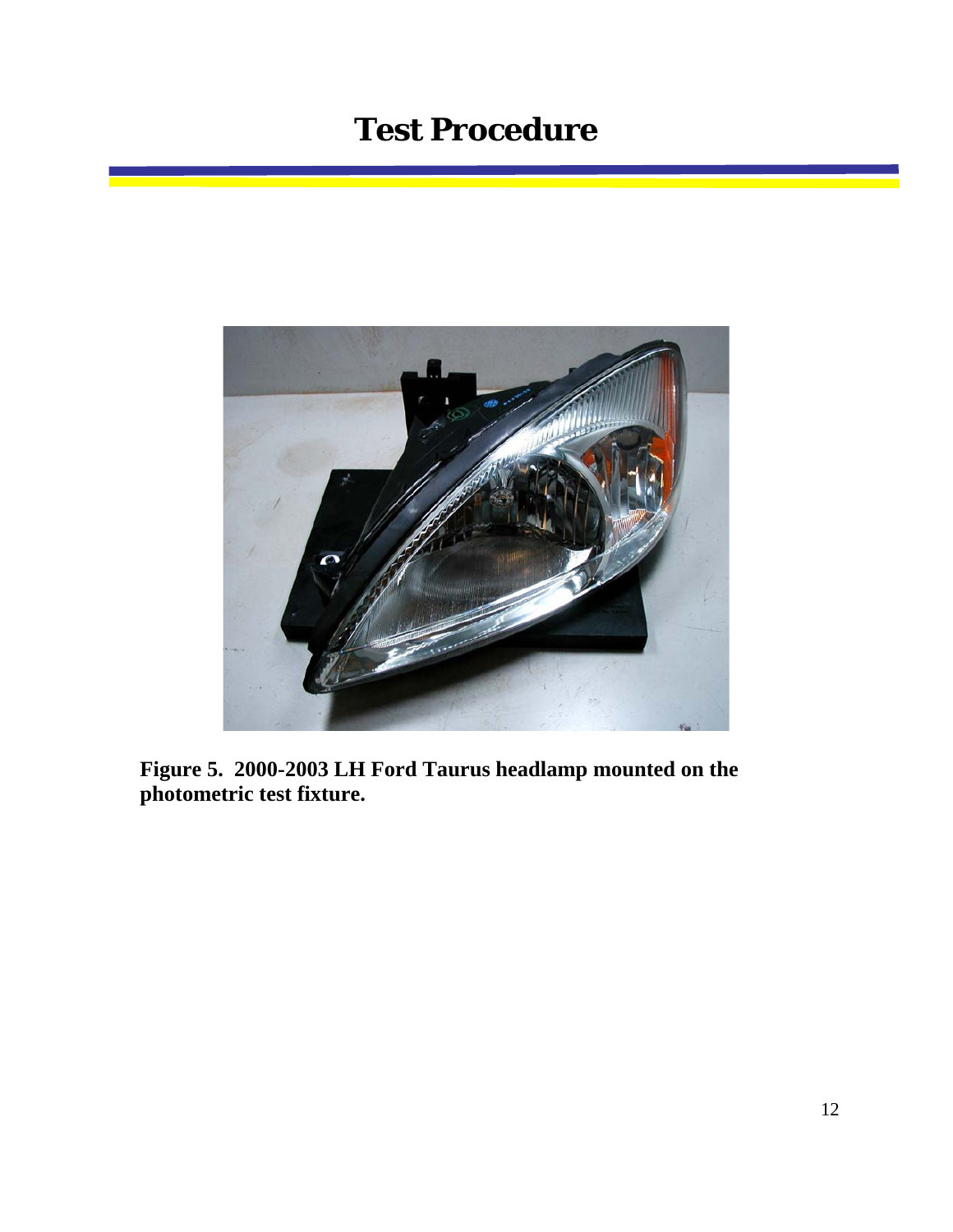# Test Procedure

**Figure 5. 2000-2003 LH Ford Taurus headlamp mounted on the photometric test fixture.**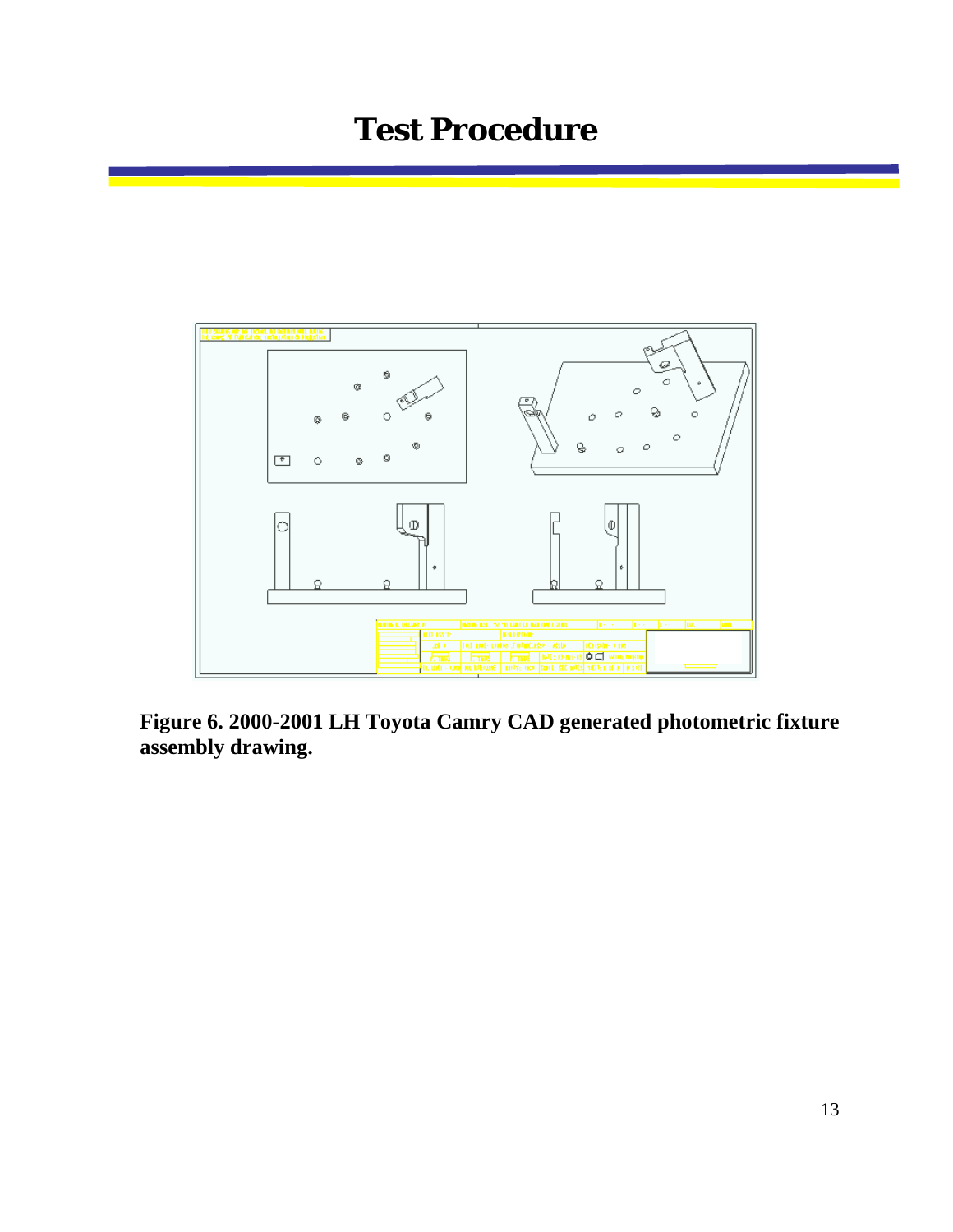# Test Procedure

**Figure 6. 2000-2001 LH Toyota Camry CAD generated photometric fixture assembly drawing.**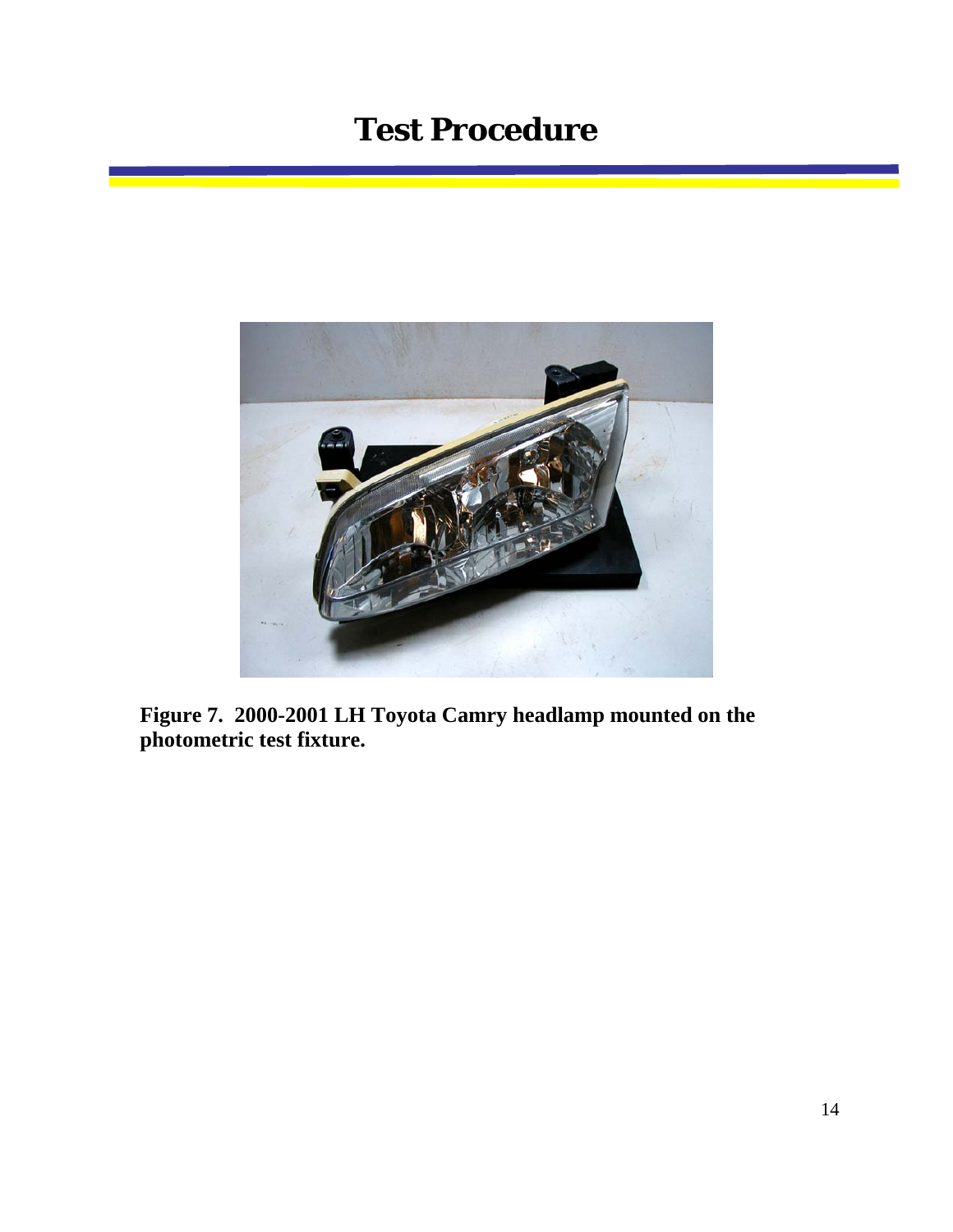# Test Procedure

**Figure 7. 2000-2001 LH Toyota Camry headlamp mounted on the photometric test fixture.**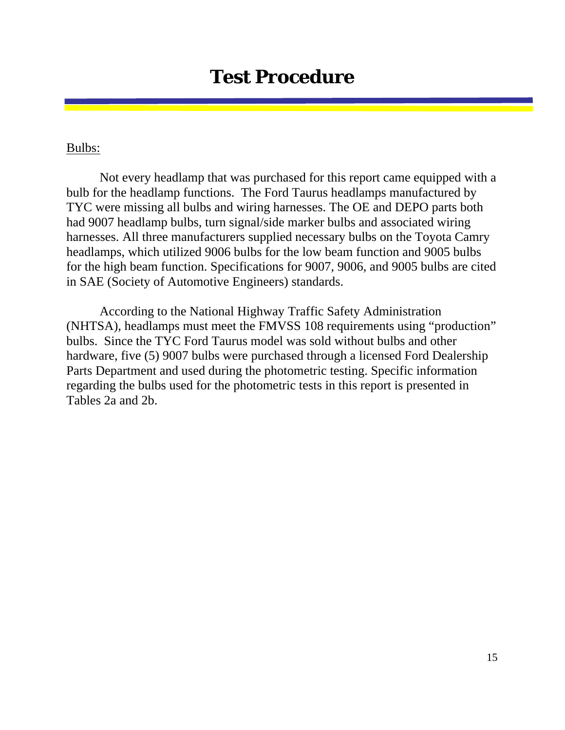# Test Procedure

Bulbs:

Not every headlamp that was purchased for this report came equipped with a bulb for the headlamp functions. The Ford Taurus headlamps manufactured by TYC were missing all bulbs and wiring harnesses. The OE and DEPO parts both had 9007 headlamp bulbs, turn signal/side marker bulbs and associated wiring harnesses. All three manufacturers supplied necessary bulbs on the Toyota Camry headlamps, which utilized 9006 bulbs for the low beam function and 9005 bulbs for the high beam function. Specifications for 9007, 9006, and 9005 bulbs are cited in SAE (Society of Automotive Engineers) standards.

According to the National Highway Traffic Safety Administration (NHTSA), headlamps must meet the FMVSS 108 requirements using "production" bulbs. Since the TYC Ford Taurus model was sold without bulbs and other hardware, five (5) 9007 bulbs were purchased through a licensed Ford Dealership Parts Department and used during the photometric testing. Specific information regarding the bulbs used for the photometric tests in this report is presented in Tables 2a and 2b.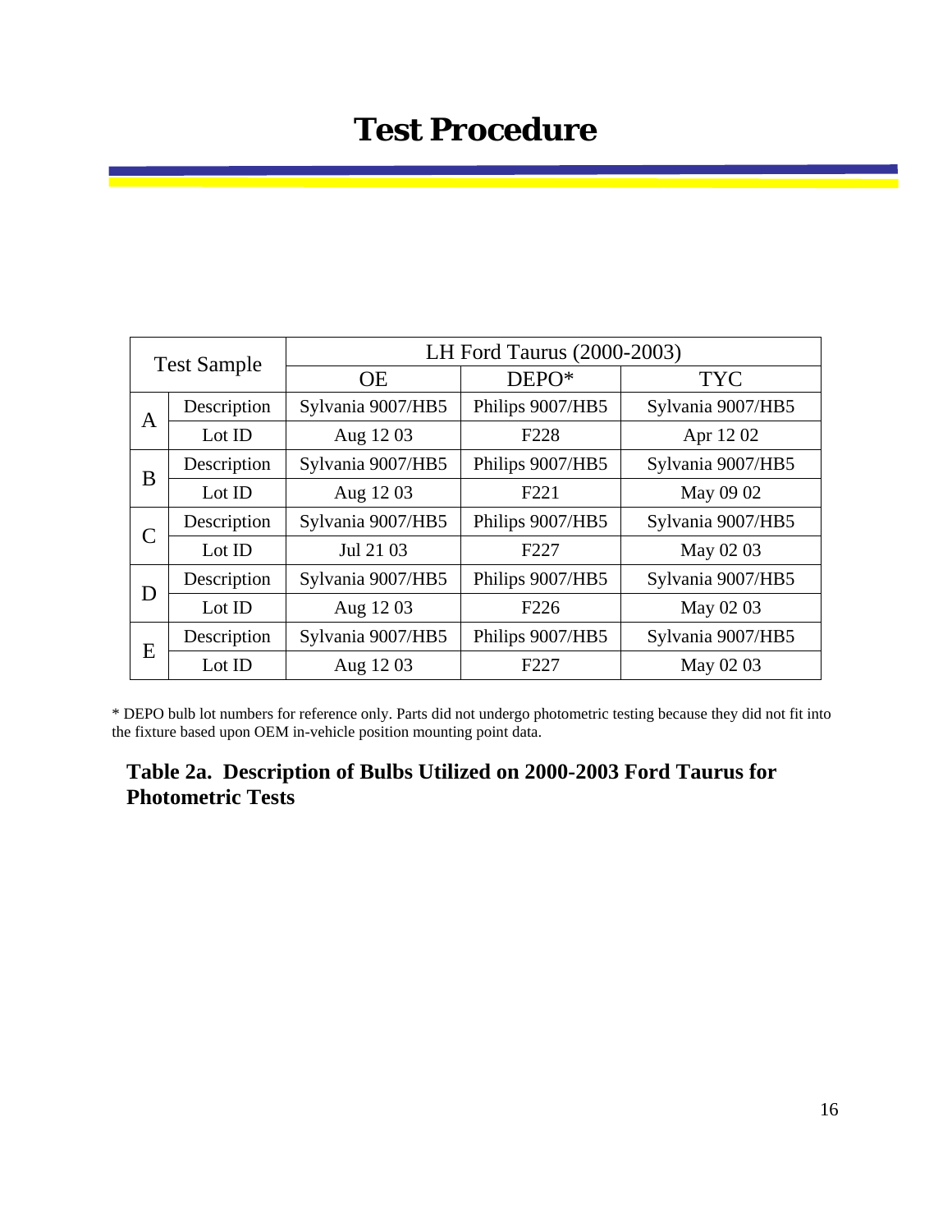# Test Procedure

| Test Sample | | LH Ford Taurus (2000-2003) | | |
|---|---|---|---|---|
| | | OE | DEPO* | TYC |
| A | Description | Sylvania 9007/HB5 | Philips 9007/HB5 | Sylvania 9007/HB5 |
| | Lot ID | Aug 12 03 | F228 | Apr 12 02 |
| B | Description | Sylvania 9007/HB5 | Philips 9007/HB5 | Sylvania 9007/HB5 |
| | Lot ID | Aug 12 03 | F221 | May 09 02 |
| C | Description | Sylvania 9007/HB5 | Philips 9007/HB5 | Sylvania 9007/HB5 |
| | Lot ID | Jul 21 03 | F227 | May 02 03 |
| D | Description | Sylvania 9007/HB5 | Philips 9007/HB5 | Sylvania 9007/HB5 |
| | Lot ID | Aug 12 03 | F226 | May 02 03 |
| E | Description | Sylvania 9007/HB5 | Philips 9007/HB5 | Sylvania 9007/HB5 |
| | Lot ID | Aug 12 03 | F227 | May 02 03 |

* DEPO bulb lot numbers for reference only. Parts did not undergo photometric testing because they did not fit into the fixture based upon OEM in-vehicle position mounting point data.

**Table 2a. Description of Bulbs Utilized on 2000-2003 Ford Taurus for Photometric Tests**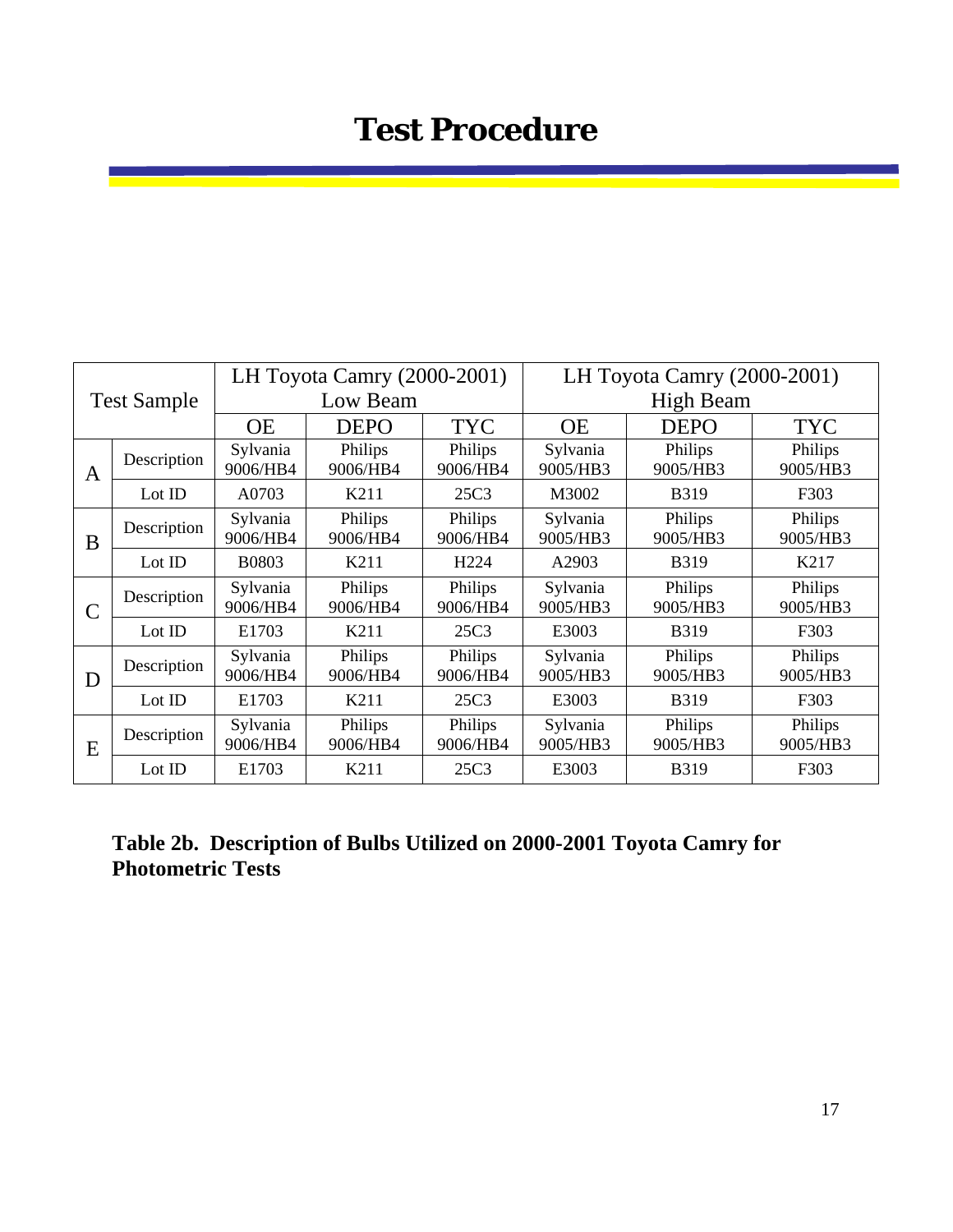# Test Procedure

| Test Sample | | LH Toyota Camry (2000-2001) Low Beam | | | LH Toyota Camry (2000-2001) High Beam | | |
|---|---|---|---|---|---|---|---|
| | | OE | DEPO | TYC | OE | DEPO | TYC |
| A | Description | Sylvania 9006/HB4 | Philips 9006/HB4 | Philips 9006/HB4 | Sylvania 9005/HB3 | Philips 9005/HB3 | Philips 9005/HB3 |
| | Lot ID | A0703 | K211 | 25C3 | M3002 | B319 | F303 |
| B | Description | Sylvania 9006/HB4 | Philips 9006/HB4 | Philips 9006/HB4 | Sylvania 9005/HB3 | Philips 9005/HB3 | Philips 9005/HB3 |
| | Lot ID | B0803 | K211 | H224 | A2903 | B319 | K217 |
| C | Description | Sylvania 9006/HB4 | Philips 9006/HB4 | Philips 9006/HB4 | Sylvania 9005/HB3 | Philips 9005/HB3 | Philips 9005/HB3 |
| | Lot ID | E1703 | K211 | 25C3 | E3003 | B319 | F303 |
| D | Description | Sylvania 9006/HB4 | Philips 9006/HB4 | Philips 9006/HB4 | Sylvania 9005/HB3 | Philips 9005/HB3 | Philips 9005/HB3 |
| | Lot ID | E1703 | K211 | 25C3 | E3003 | B319 | F303 |
| E | Description | Sylvania 9006/HB4 | Philips 9006/HB4 | Philips 9006/HB4 | Sylvania 9005/HB3 | Philips 9005/HB3 | Philips 9005/HB3 |
| | Lot ID | E1703 | K211 | 25C3 | E3003 | B319 | F303 |

**Table 2b. Description of Bulbs Utilized on 2000-2001 Toyota Camry for Photometric Tests**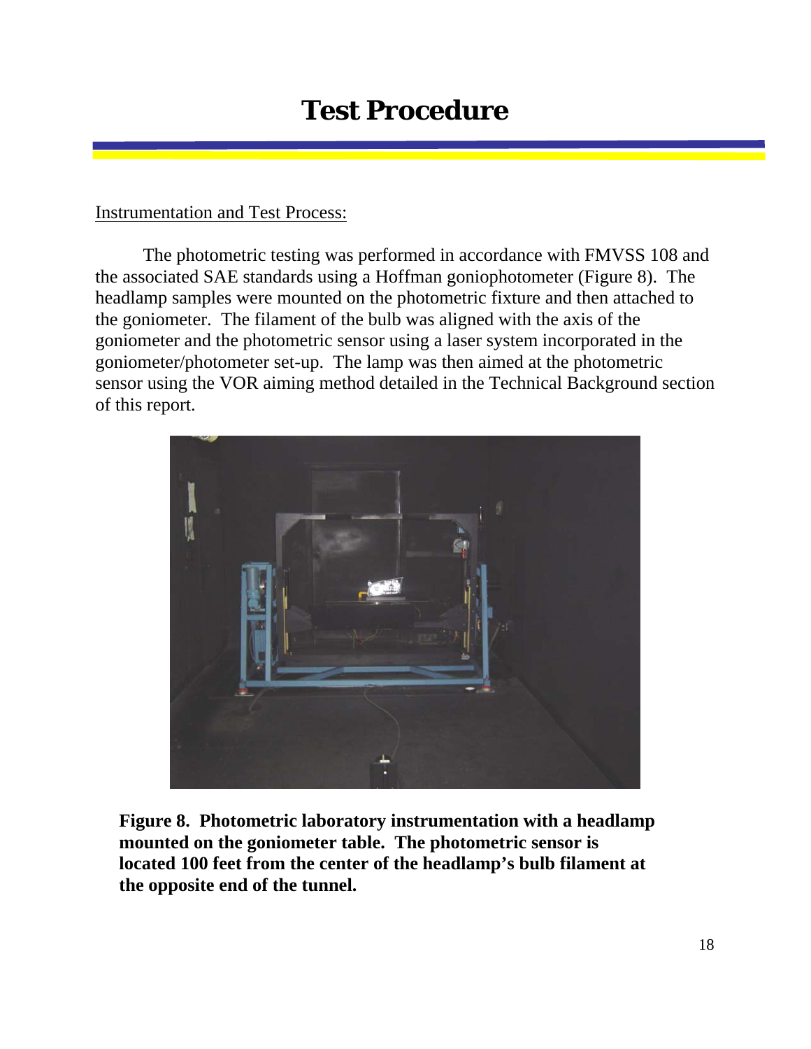# Test Procedure

Instrumentation and Test Process:

The photometric testing was performed in accordance with FMVSS 108 and the associated SAE standards using a Hoffman goniophotometer (Figure 8). The headlamp samples were mounted on the photometric fixture and then attached to the goniometer. The filament of the bulb was aligned with the axis of the goniometer and the photometric sensor using a laser system incorporated in the goniometer/photometer set-up. The lamp was then aimed at the photometric sensor using the VOR aiming method detailed in the Technical Background section of this report.

**Figure 8. Photometric laboratory instrumentation with a headlamp mounted on the goniometer table. The photometric sensor is located 100 feet from the center of the headlamp's bulb filament at the opposite end of the tunnel.**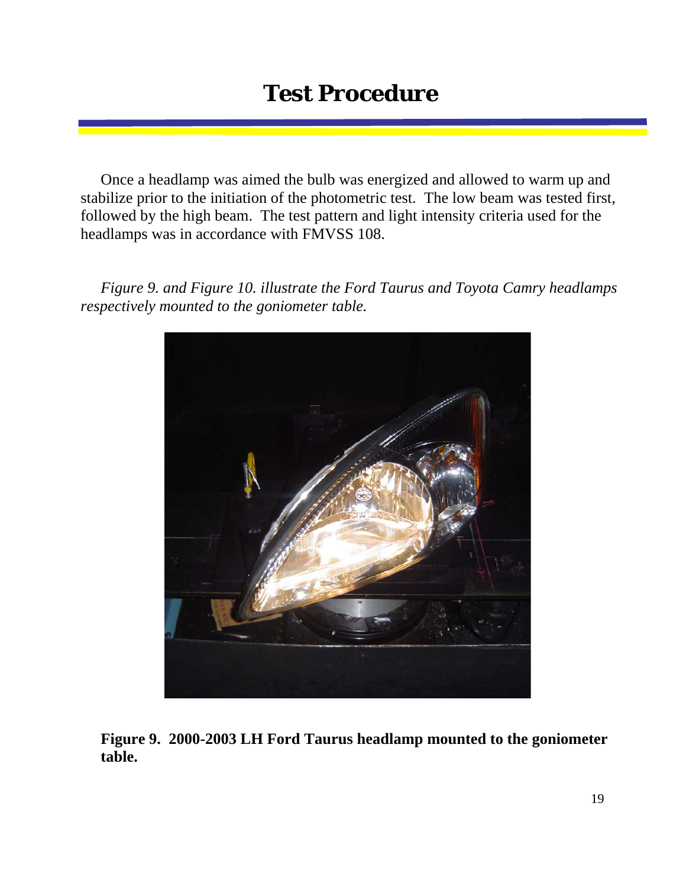# Test Procedure

Once a headlamp was aimed the bulb was energized and allowed to warm up and stabilize prior to the initiation of the photometric test. The low beam was tested first, followed by the high beam. The test pattern and light intensity criteria used for the headlamps was in accordance with FMVSS 108.

*Figure 9. and Figure 10. illustrate the Ford Taurus and Toyota Camry headlamps respectively mounted to the goniometer table.*

**Figure 9. 2000-2003 LH Ford Taurus headlamp mounted to the goniometer table.**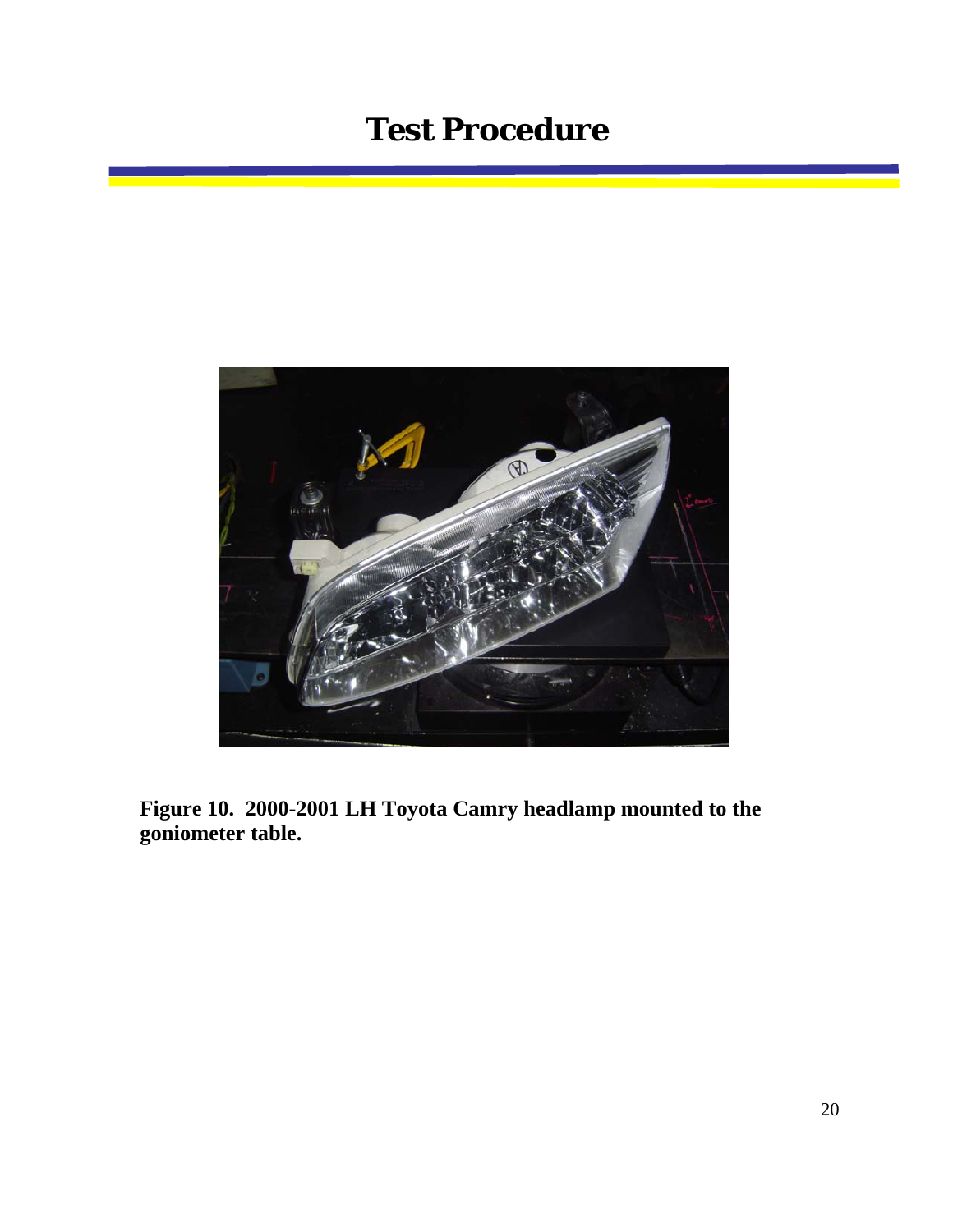# Test Procedure

**Figure 10. 2000-2001 LH Toyota Camry headlamp mounted to the goniometer table.**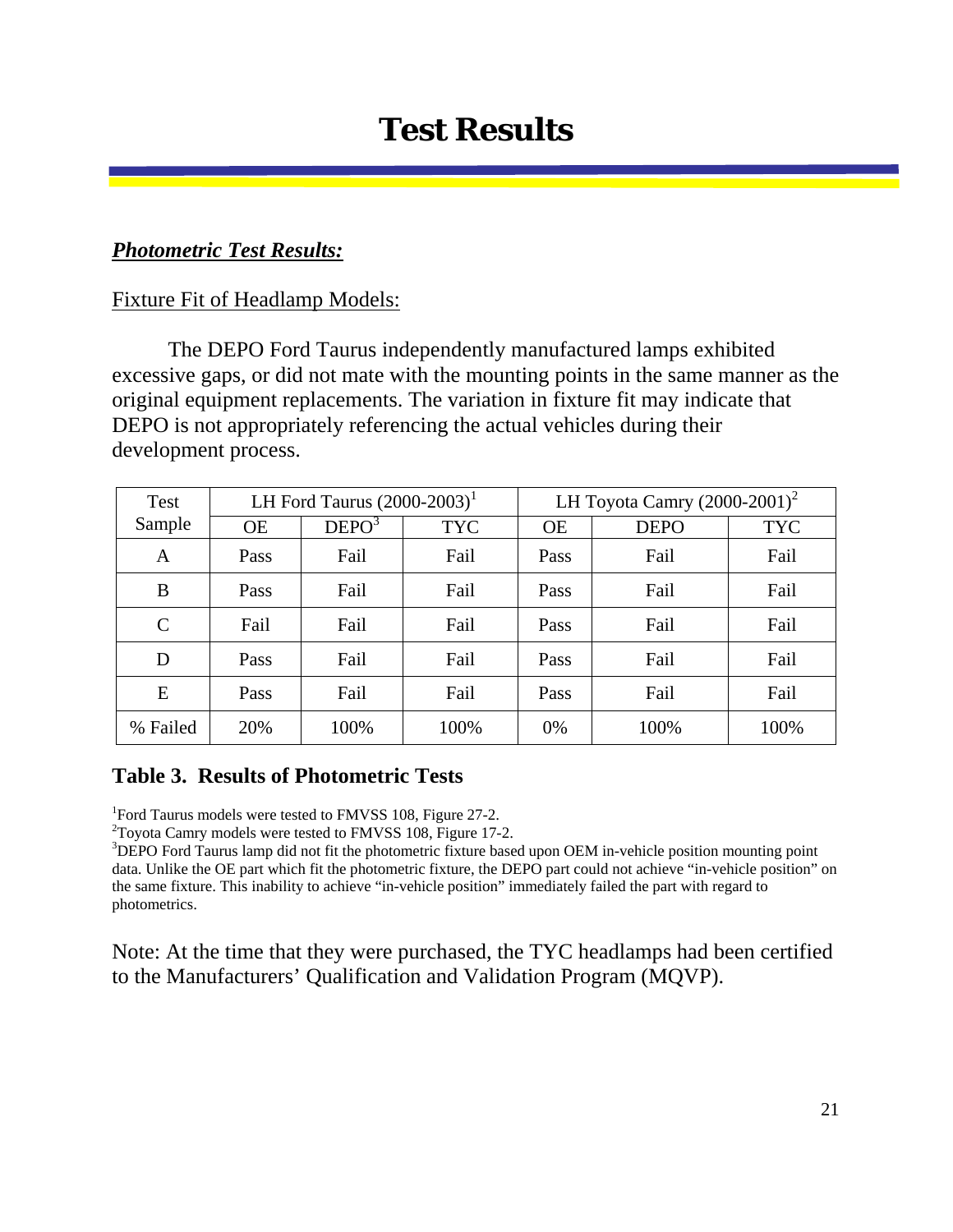# Test Results

***Photometric Test Results:***

Fixture Fit of Headlamp Models:

The DEPO Ford Taurus independently manufactured lamps exhibited excessive gaps, or did not mate with the mounting points in the same manner as the original equipment replacements. The variation in fixture fit may indicate that DEPO is not appropriately referencing the actual vehicles during their development process.

| Test Sample | LH Ford Taurus (2000-2003)[1] | | | LH Toyota Camry (2000-2001)[2] | | |
|---|---|---|---|---|---|---|
| | OE | DEPO[3] | TYC | OE | DEPO | TYC |
| A | Pass | Fail | Fail | Pass | Fail | Fail |
| B | Pass | Fail | Fail | Pass | Fail | Fail |
| C | Fail | Fail | Fail | Pass | Fail | Fail |
| D | Pass | Fail | Fail | Pass | Fail | Fail |
| E | Pass | Fail | Fail | Pass | Fail | Fail |
| % Failed | 20% | 100% | 100% | 0% | 100% | 100% |

**Table 3. Results of Photometric Tests**

[1]Ford Taurus models were tested to FMVSS 108, Figure 27-2.
[2]Toyota Camry models were tested to FMVSS 108, Figure 17-2.
[3]DEPO Ford Taurus lamp did not fit the photometric fixture based upon OEM in-vehicle position mounting point data. Unlike the OE part which fit the photometric fixture, the DEPO part could not achieve "in-vehicle position" on the same fixture. This inability to achieve "in-vehicle position" immediately failed the part with regard to photometrics.

Note: At the time that they were purchased, the TYC headlamps had been certified to the Manufacturers' Qualification and Validation Program (MQVP).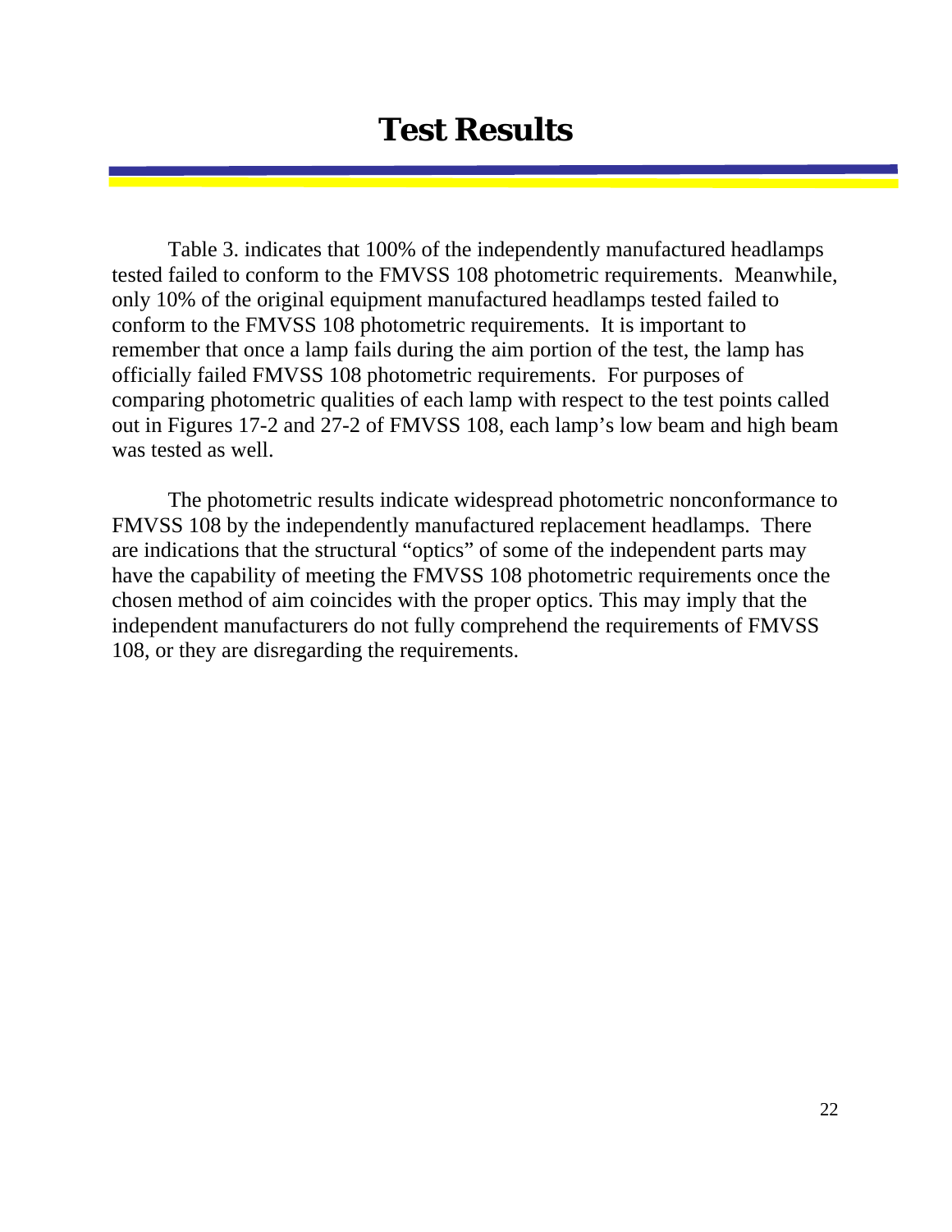# Test Results

Table 3. indicates that 100% of the independently manufactured headlamps tested failed to conform to the FMVSS 108 photometric requirements. Meanwhile, only 10% of the original equipment manufactured headlamps tested failed to conform to the FMVSS 108 photometric requirements. It is important to remember that once a lamp fails during the aim portion of the test, the lamp has officially failed FMVSS 108 photometric requirements. For purposes of comparing photometric qualities of each lamp with respect to the test points called out in Figures 17-2 and 27-2 of FMVSS 108, each lamp's low beam and high beam was tested as well.

The photometric results indicate widespread photometric nonconformance to FMVSS 108 by the independently manufactured replacement headlamps. There are indications that the structural "optics" of some of the independent parts may have the capability of meeting the FMVSS 108 photometric requirements once the chosen method of aim coincides with the proper optics. This may imply that the independent manufacturers do not fully comprehend the requirements of FMVSS 108, or they are disregarding the requirements.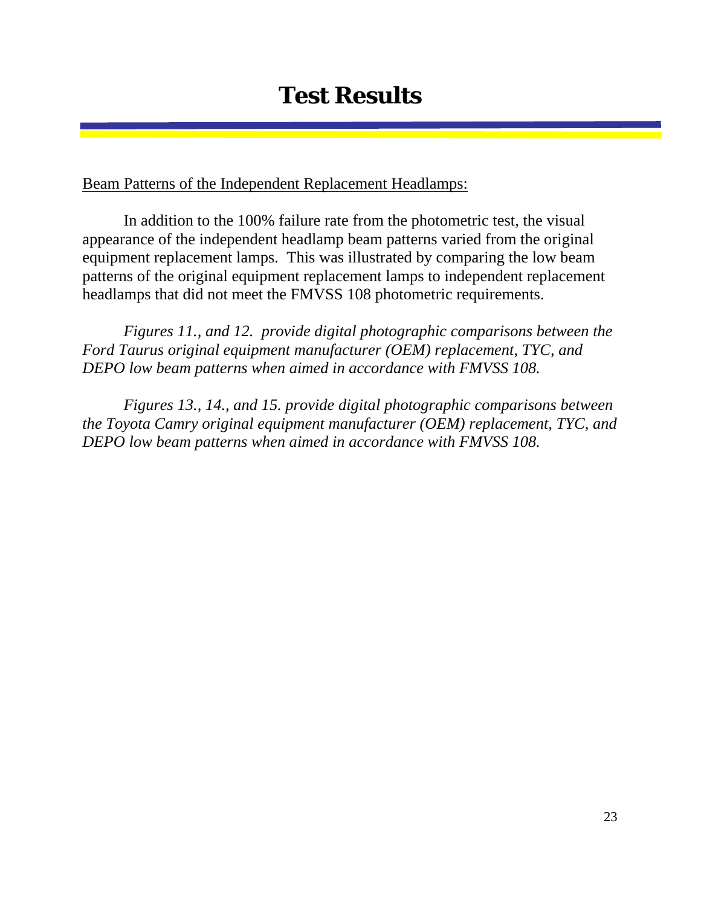# Test Results

<u>Beam Patterns of the Independent Replacement Headlamps:</u>

In addition to the 100% failure rate from the photometric test, the visual appearance of the independent headlamp beam patterns varied from the original equipment replacement lamps. This was illustrated by comparing the low beam patterns of the original equipment replacement lamps to independent replacement headlamps that did not meet the FMVSS 108 photometric requirements.

*Figures 11., and 12. provide digital photographic comparisons between the Ford Taurus original equipment manufacturer (OEM) replacement, TYC, and DEPO low beam patterns when aimed in accordance with FMVSS 108.*

*Figures 13., 14., and 15. provide digital photographic comparisons between the Toyota Camry original equipment manufacturer (OEM) replacement, TYC, and DEPO low beam patterns when aimed in accordance with FMVSS 108.*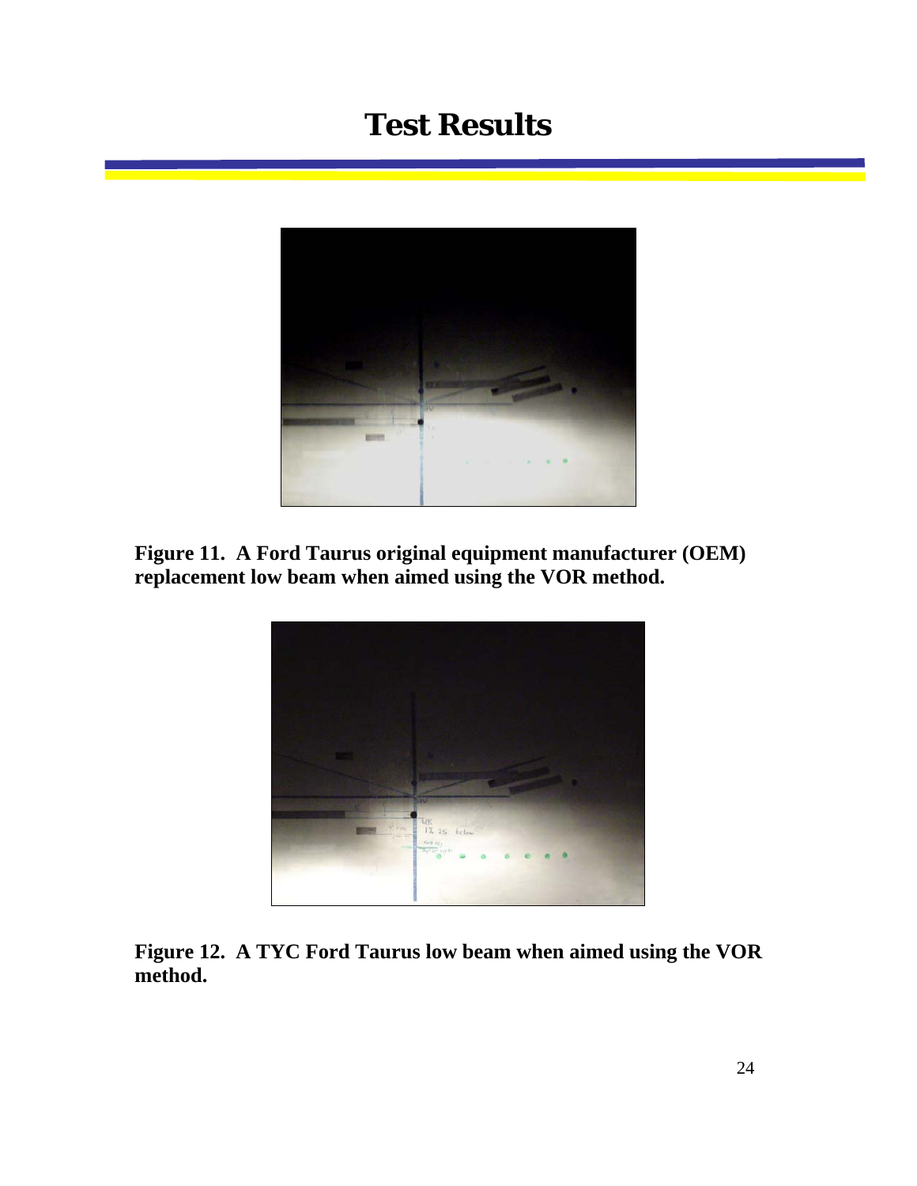# Test Results

**Figure 11. A Ford Taurus original equipment manufacturer (OEM) replacement low beam when aimed using the VOR method.**

**Figure 12. A TYC Ford Taurus low beam when aimed using the VOR method.**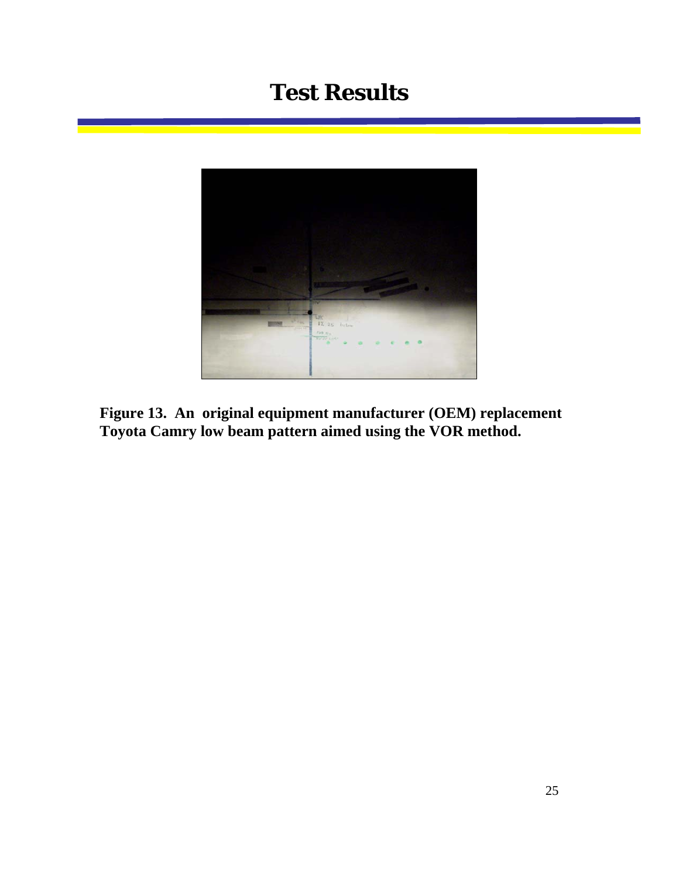# Test Results

**Figure 13. An original equipment manufacturer (OEM) replacement Toyota Camry low beam pattern aimed using the VOR method.**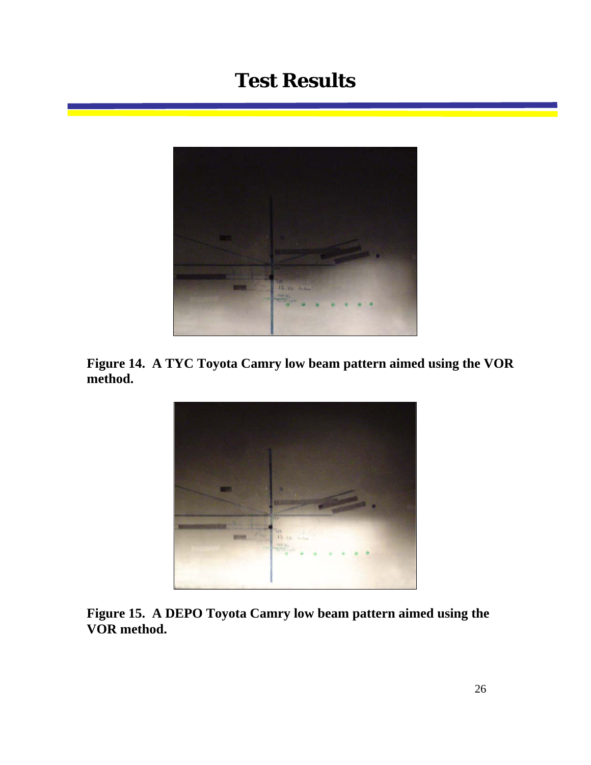# Test Results

**Figure 14. A TYC Toyota Camry low beam pattern aimed using the VOR method.**

**Figure 15. A DEPO Toyota Camry low beam pattern aimed using the VOR method.**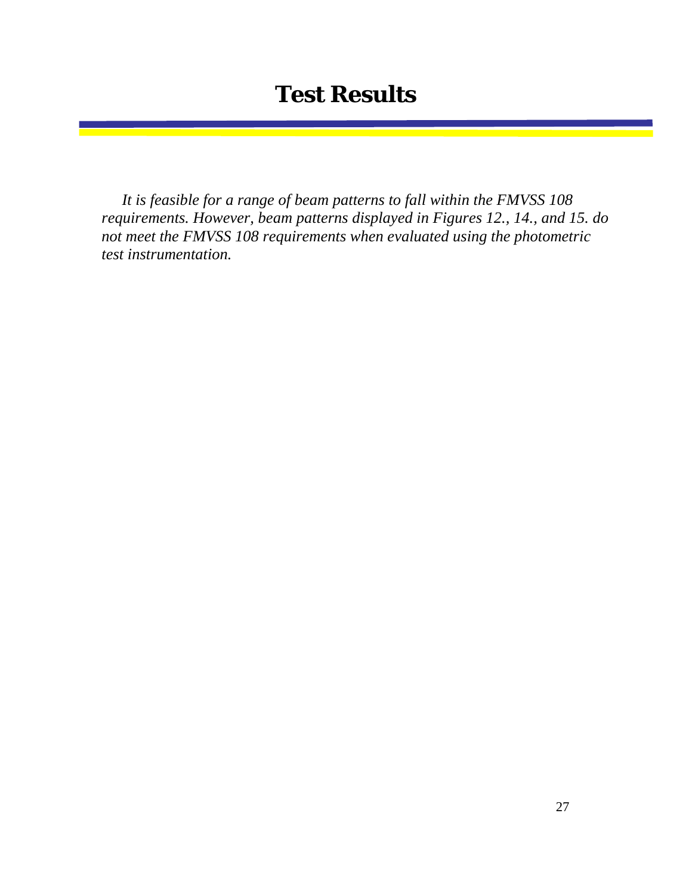# Test Results

*It is feasible for a range of beam patterns to fall within the FMVSS 108 requirements. However, beam patterns displayed in Figures 12., 14., and 15. do not meet the FMVSS 108 requirements when evaluated using the photometric test instrumentation.*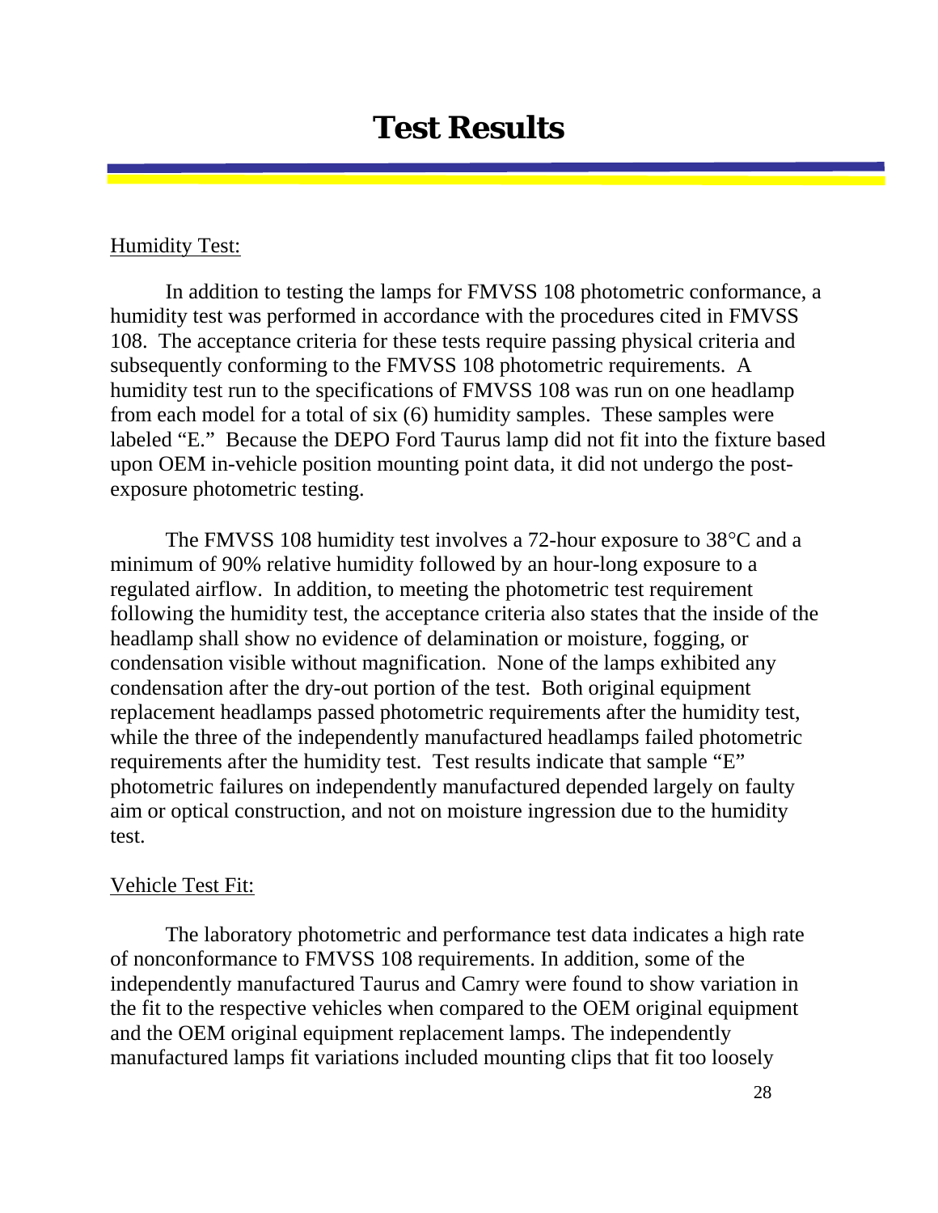# Test Results

<u>Humidity Test:</u>

In addition to testing the lamps for FMVSS 108 photometric conformance, a humidity test was performed in accordance with the procedures cited in FMVSS 108. The acceptance criteria for these tests require passing physical criteria and subsequently conforming to the FMVSS 108 photometric requirements. A humidity test run to the specifications of FMVSS 108 was run on one headlamp from each model for a total of six (6) humidity samples. These samples were labeled "E." Because the DEPO Ford Taurus lamp did not fit into the fixture based upon OEM in-vehicle position mounting point data, it did not undergo the post-exposure photometric testing.

The FMVSS 108 humidity test involves a 72-hour exposure to 38°C and a minimum of 90% relative humidity followed by an hour-long exposure to a regulated airflow. In addition, to meeting the photometric test requirement following the humidity test, the acceptance criteria also states that the inside of the headlamp shall show no evidence of delamination or moisture, fogging, or condensation visible without magnification. None of the lamps exhibited any condensation after the dry-out portion of the test. Both original equipment replacement headlamps passed photometric requirements after the humidity test, while the three of the independently manufactured headlamps failed photometric requirements after the humidity test. Test results indicate that sample "E" photometric failures on independently manufactured depended largely on faulty aim or optical construction, and not on moisture ingression due to the humidity test.

<u>Vehicle Test Fit:</u>

The laboratory photometric and performance test data indicates a high rate of nonconformance to FMVSS 108 requirements. In addition, some of the independently manufactured Taurus and Camry were found to show variation in the fit to the respective vehicles when compared to the OEM original equipment and the OEM original equipment replacement lamps. The independently manufactured lamps fit variations included mounting clips that fit too loosely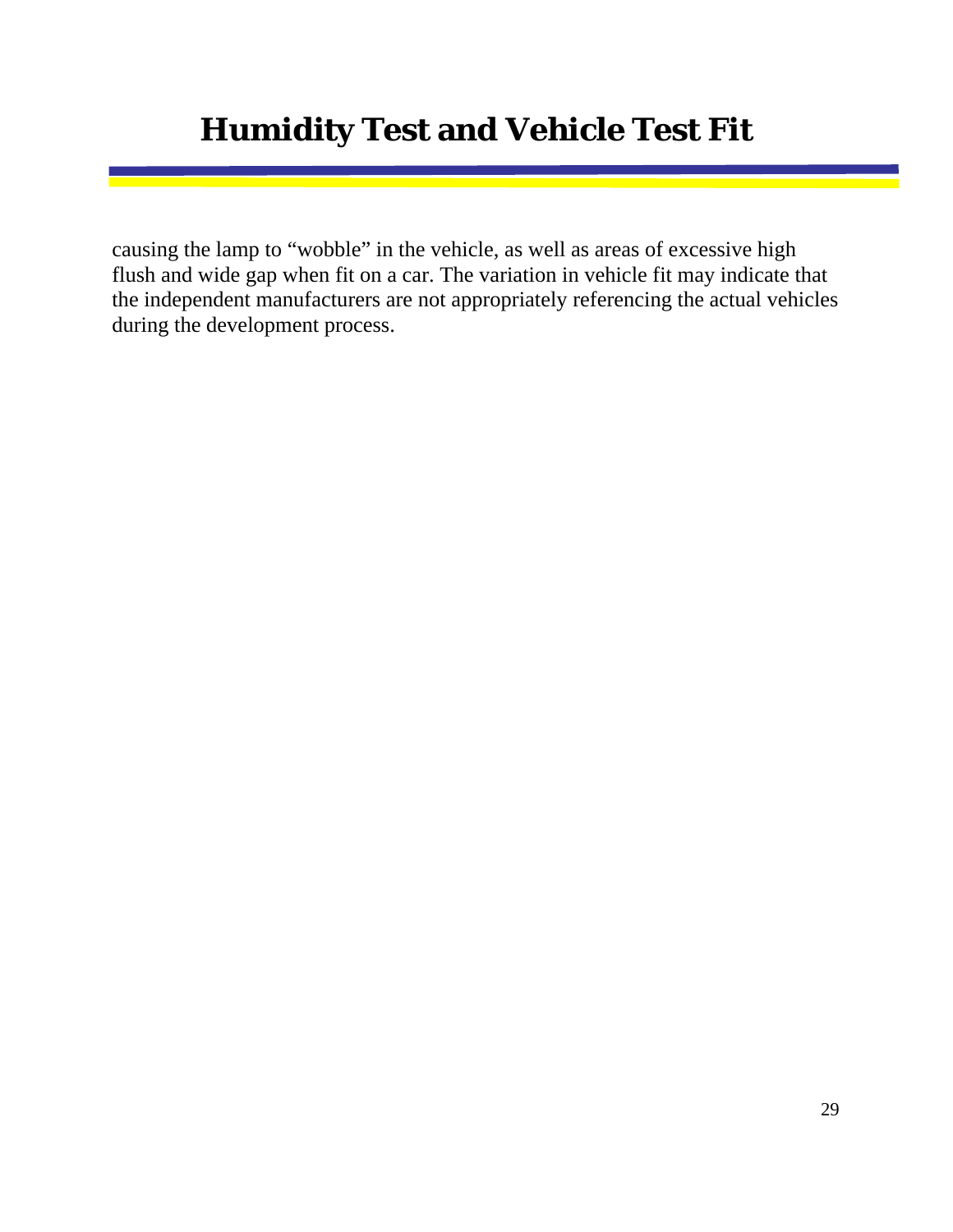# Humidity Test and Vehicle Test Fit

causing the lamp to "wobble" in the vehicle, as well as areas of excessive high flush and wide gap when fit on a car. The variation in vehicle fit may indicate that the independent manufacturers are not appropriately referencing the actual vehicles during the development process.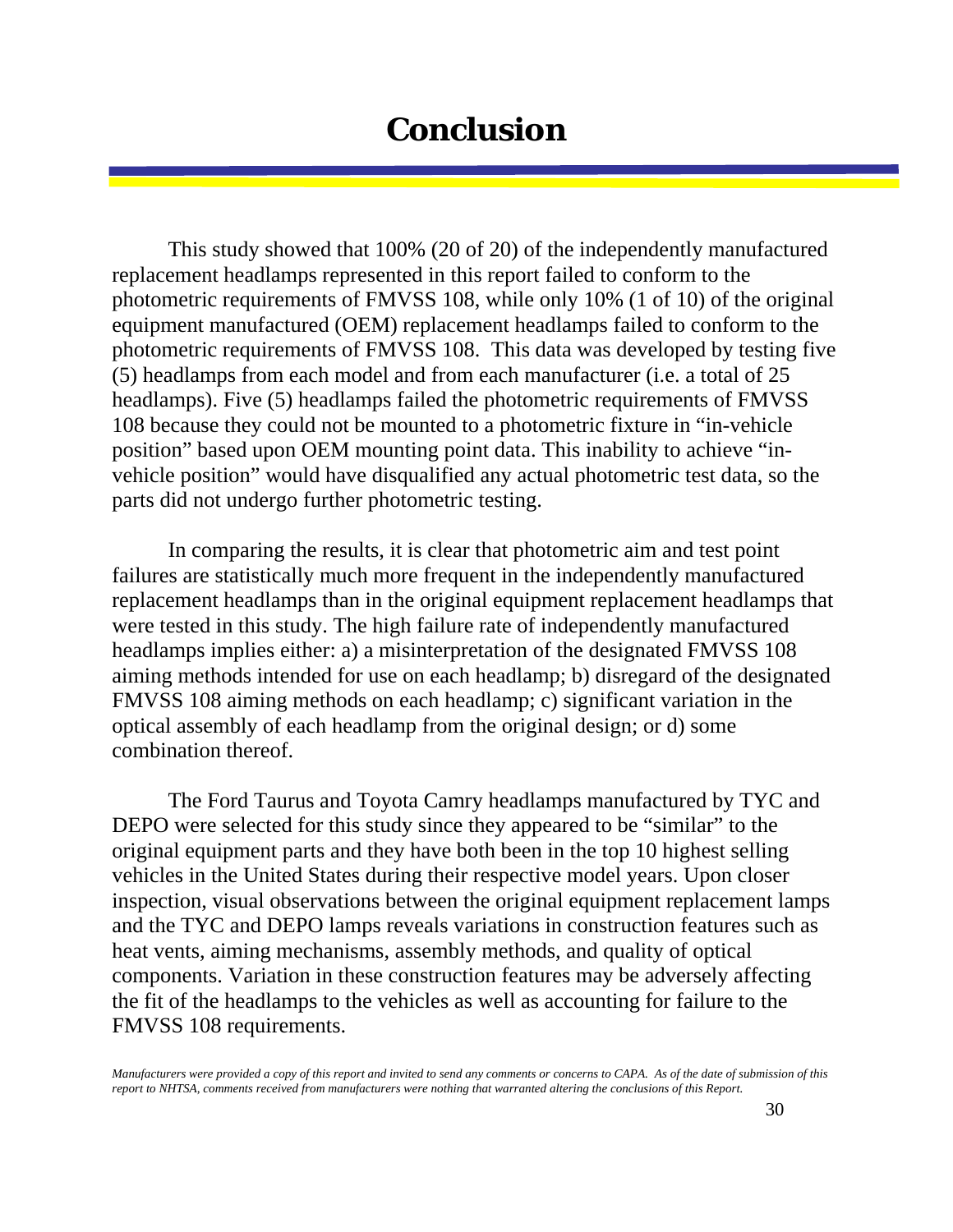# Conclusion

This study showed that 100% (20 of 20) of the independently manufactured replacement headlamps represented in this report failed to conform to the photometric requirements of FMVSS 108, while only 10% (1 of 10) of the original equipment manufactured (OEM) replacement headlamps failed to conform to the photometric requirements of FMVSS 108. This data was developed by testing five (5) headlamps from each model and from each manufacturer (i.e. a total of 25 headlamps). Five (5) headlamps failed the photometric requirements of FMVSS 108 because they could not be mounted to a photometric fixture in "in-vehicle position" based upon OEM mounting point data. This inability to achieve "in-vehicle position" would have disqualified any actual photometric test data, so the parts did not undergo further photometric testing.

In comparing the results, it is clear that photometric aim and test point failures are statistically much more frequent in the independently manufactured replacement headlamps than in the original equipment replacement headlamps that were tested in this study. The high failure rate of independently manufactured headlamps implies either: a) a misinterpretation of the designated FMVSS 108 aiming methods intended for use on each headlamp; b) disregard of the designated FMVSS 108 aiming methods on each headlamp; c) significant variation in the optical assembly of each headlamp from the original design; or d) some combination thereof.

The Ford Taurus and Toyota Camry headlamps manufactured by TYC and DEPO were selected for this study since they appeared to be "similar" to the original equipment parts and they have both been in the top 10 highest selling vehicles in the United States during their respective model years. Upon closer inspection, visual observations between the original equipment replacement lamps and the TYC and DEPO lamps reveals variations in construction features such as heat vents, aiming mechanisms, assembly methods, and quality of optical components. Variation in these construction features may be adversely affecting the fit of the headlamps to the vehicles as well as accounting for failure to the FMVSS 108 requirements.

*Manufacturers were provided a copy of this report and invited to send any comments or concerns to CAPA. As of the date of submission of this report to NHTSA, comments received from manufacturers were nothing that warranted altering the conclusions of this Report.*